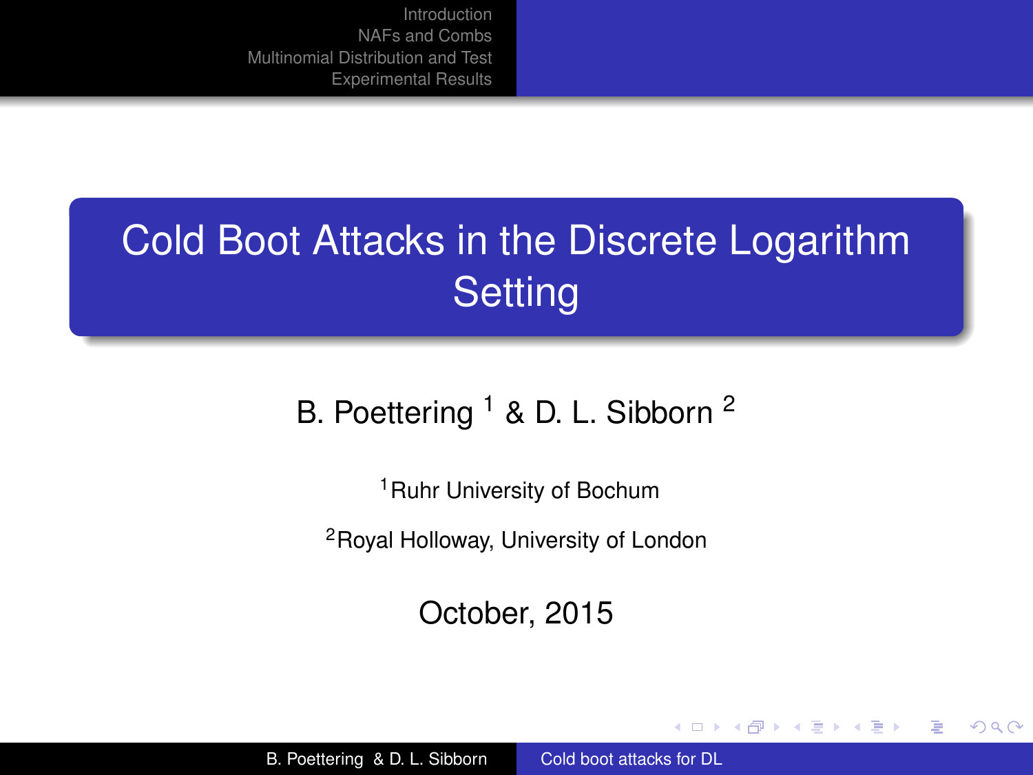# Cold Boot Attacks in the Discrete Logarithm Setting

B. Poettering [1] & D. L. Sibborn [2]

[1] Ruhr University of Bochum

[2] Royal Holloway, University of London

October, 2015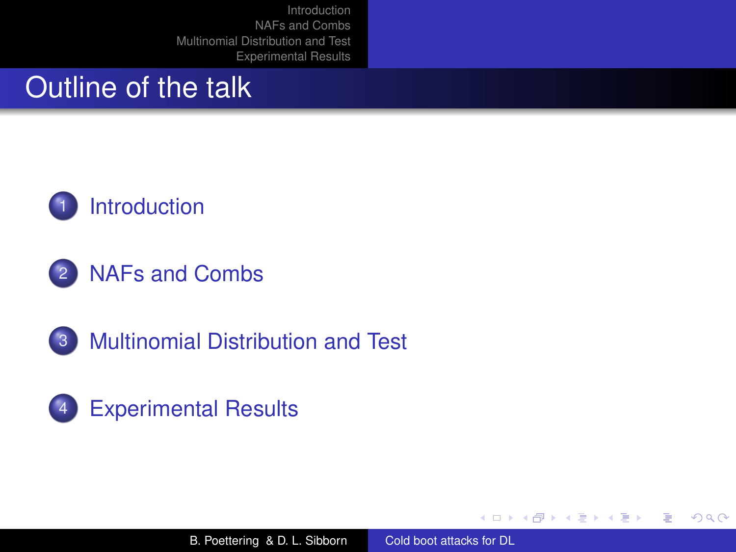# Outline of the talk

1. Introduction
2. NAFs and Combs
3. Multinomial Distribution and Test
4. Experimental Results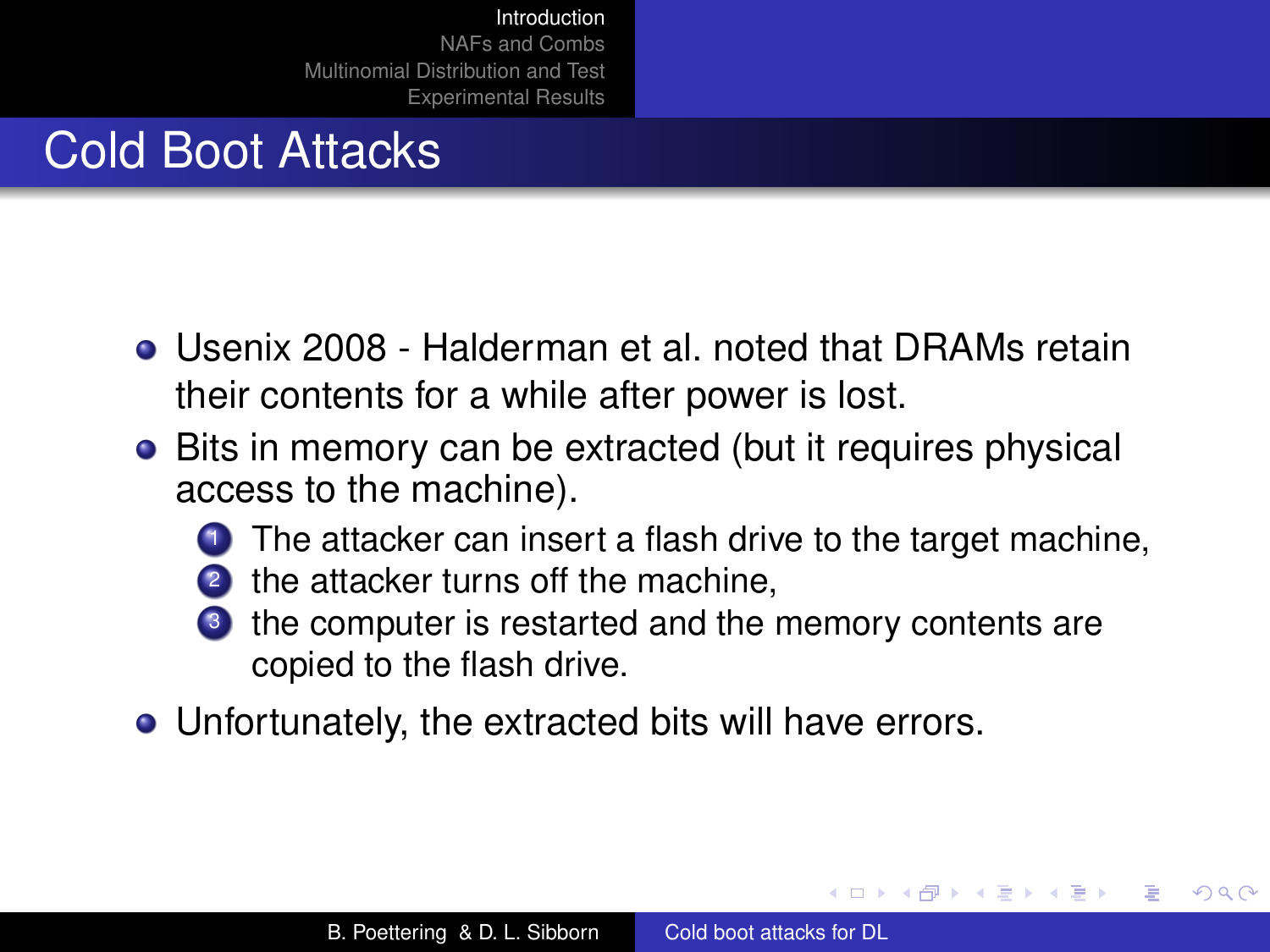## Cold Boot Attacks

- Usenix 2008 - Halderman et al. noted that DRAMs retain their contents for a while after power is lost.
- Bits in memory can be extracted (but it requires physical access to the machine).
  1. The attacker can insert a flash drive to the target machine,
  2. the attacker turns off the machine,
  3. the computer is restarted and the memory contents are copied to the flash drive.
- Unfortunately, the extracted bits will have errors.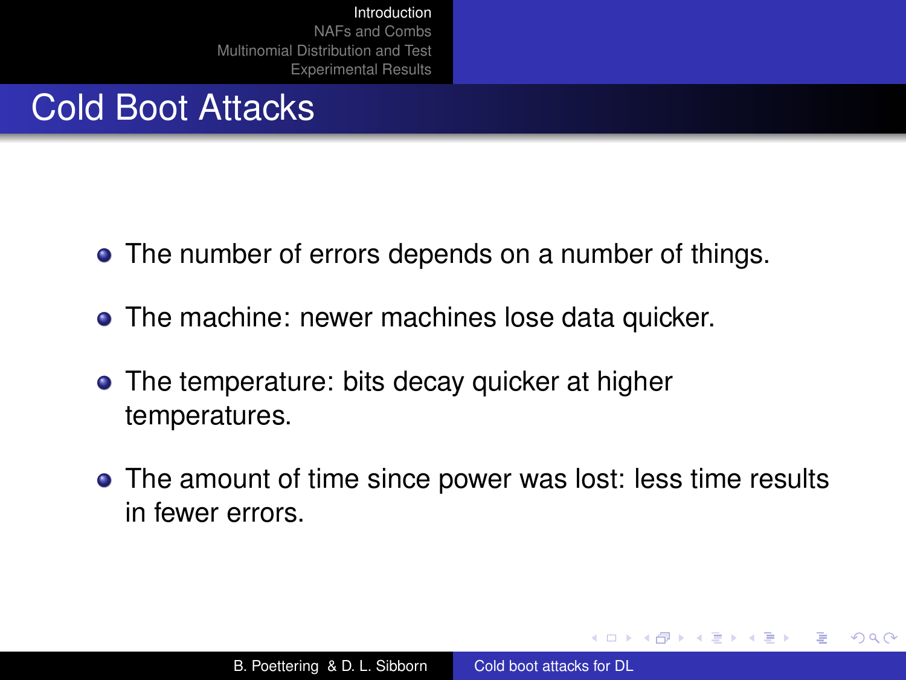# Cold Boot Attacks

- The number of errors depends on a number of things.
- The machine: newer machines lose data quicker.
- The temperature: bits decay quicker at higher temperatures.
- The amount of time since power was lost: less time results in fewer errors.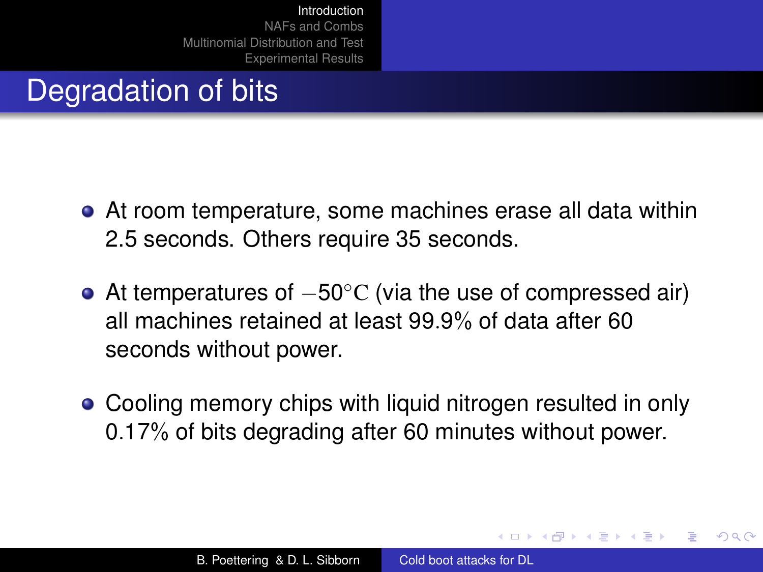# Degradation of bits

- At room temperature, some machines erase all data within 2.5 seconds. Others require 35 seconds.
- At temperatures of $-50^{\circ}\mathrm{C}$ (via the use of compressed air) all machines retained at least 99.9% of data after 60 seconds without power.
- Cooling memory chips with liquid nitrogen resulted in only 0.17% of bits degrading after 60 minutes without power.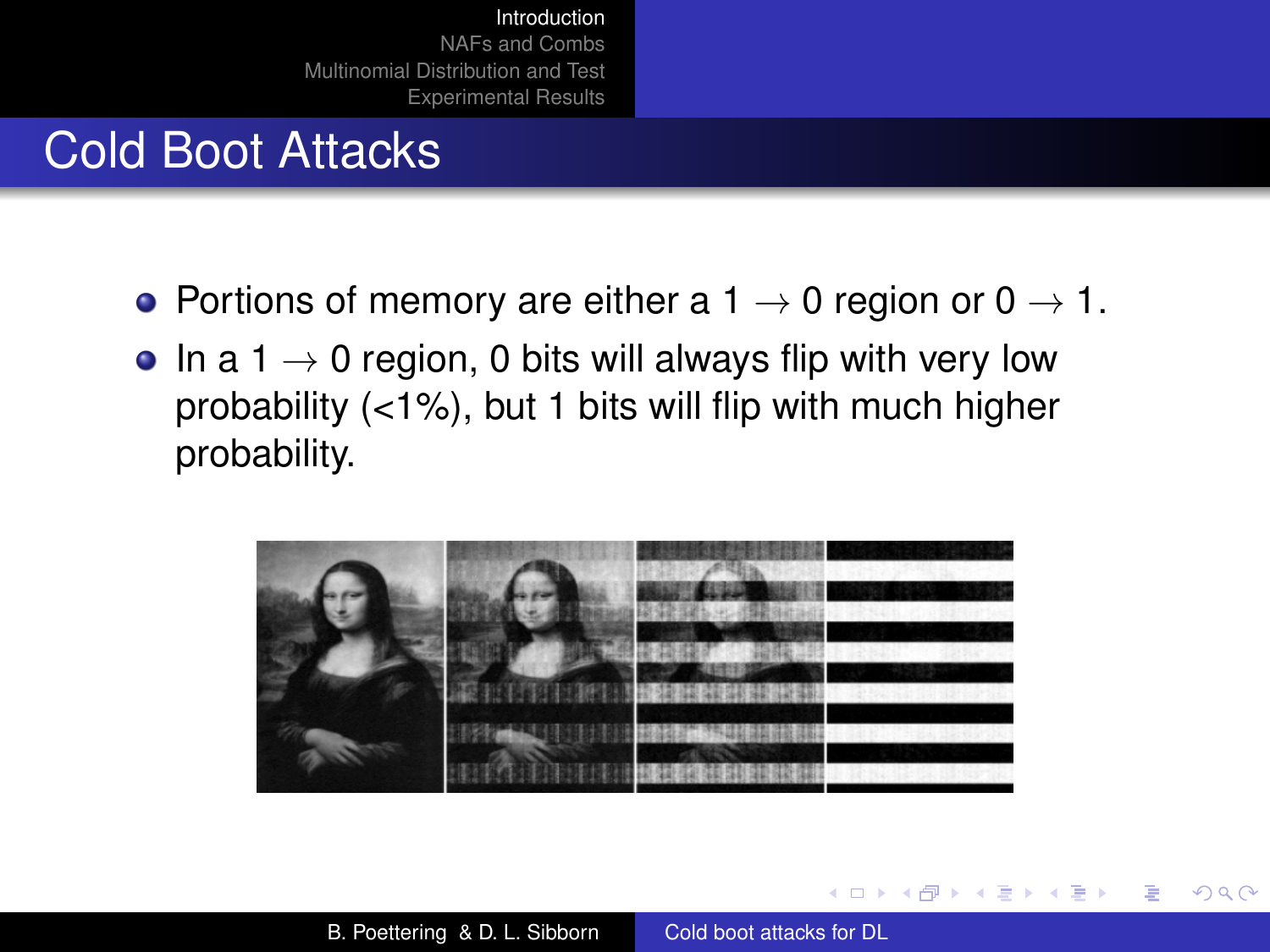# Cold Boot Attacks

- Portions of memory are either a $1 \to 0$ region or $0 \to 1$.
- In a $1 \to 0$ region, 0 bits will always flip with very low probability (<1%), but 1 bits will flip with much higher probability.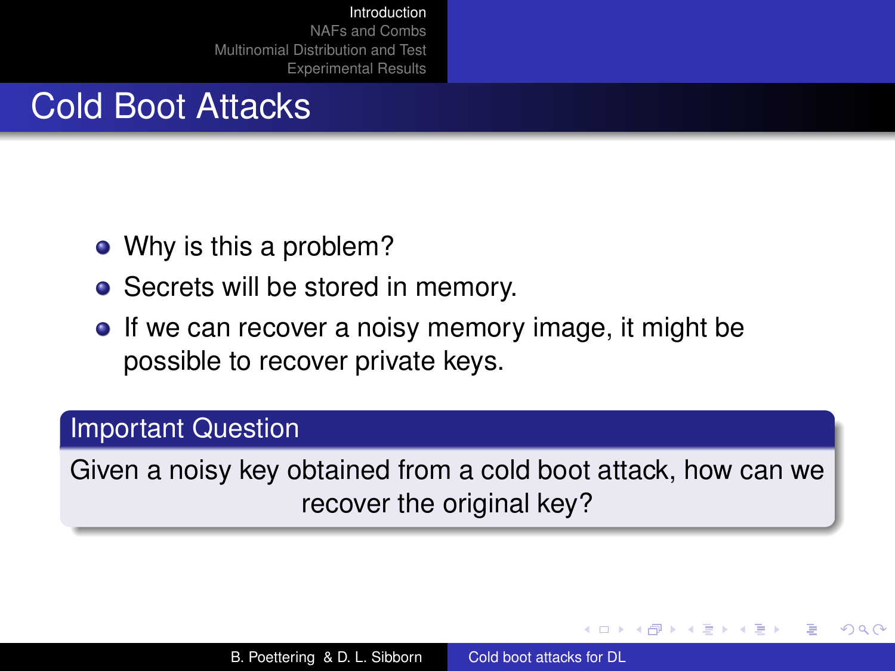# Cold Boot Attacks

- Why is this a problem?
- Secrets will be stored in memory.
- If we can recover a noisy memory image, it might be possible to recover private keys.

**Important Question**

Given a noisy key obtained from a cold boot attack, how can we recover the original key?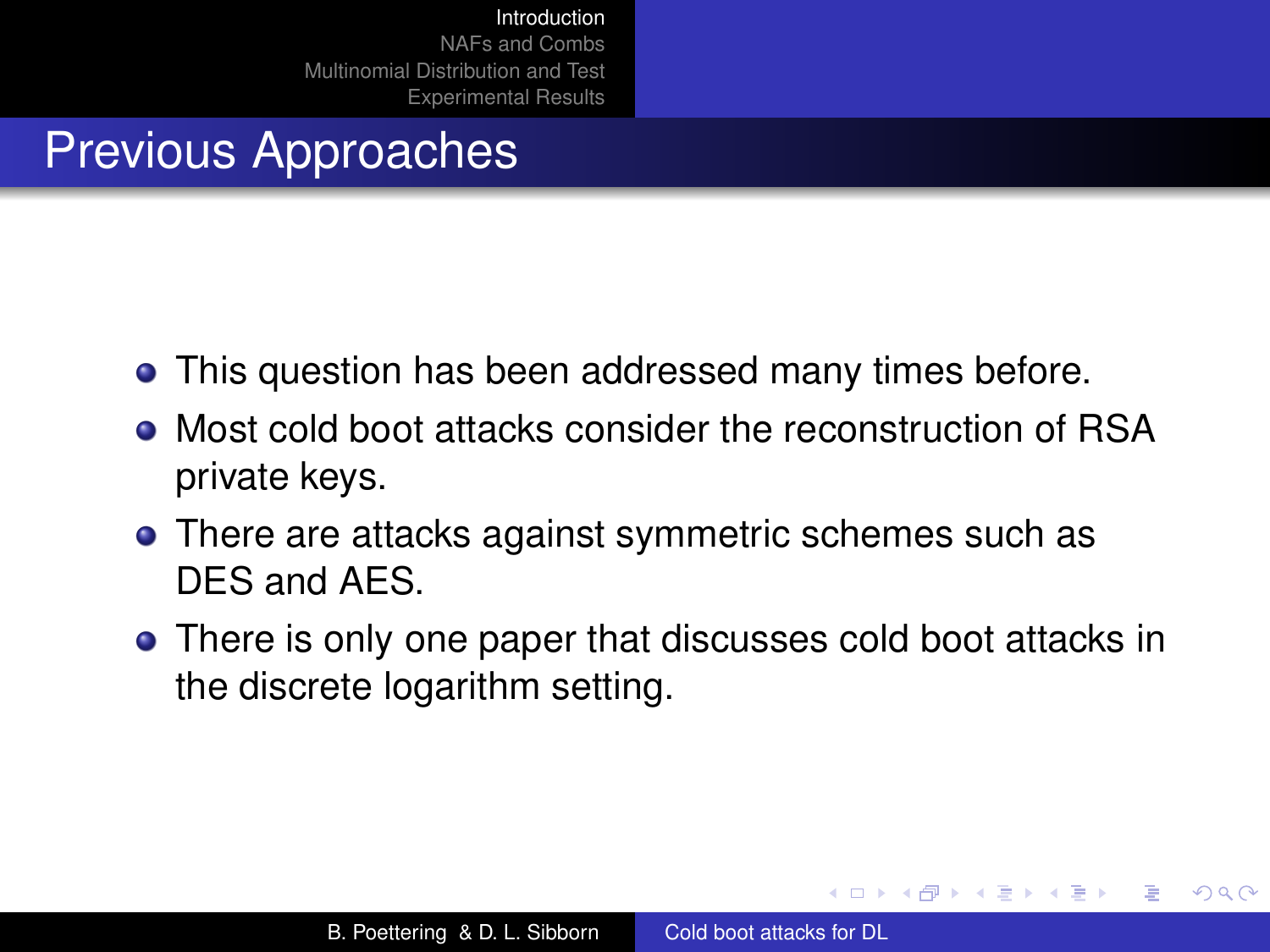# Previous Approaches

- This question has been addressed many times before.
- Most cold boot attacks consider the reconstruction of RSA private keys.
- There are attacks against symmetric schemes such as DES and AES.
- There is only one paper that discusses cold boot attacks in the discrete logarithm setting.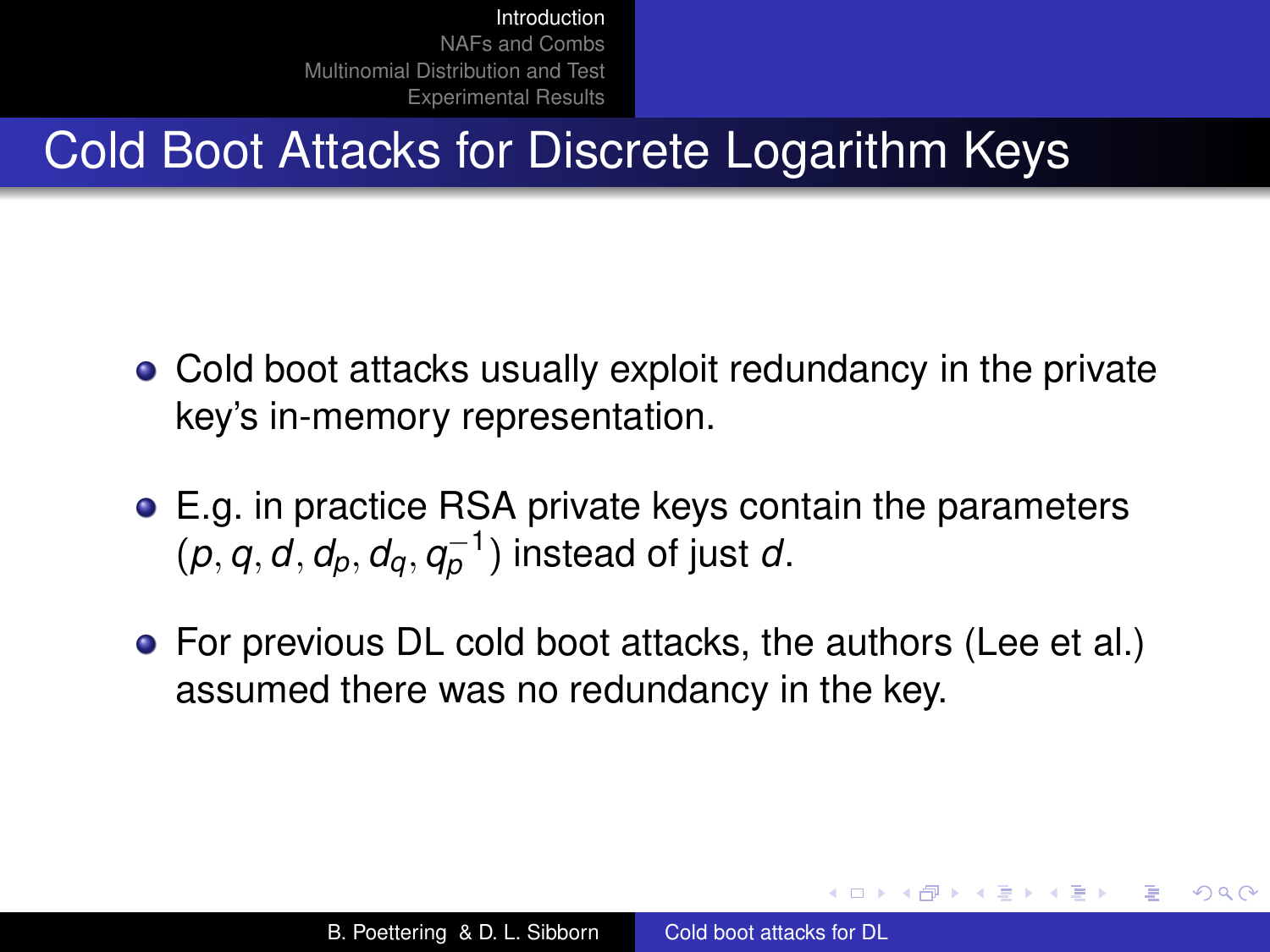# Cold Boot Attacks for Discrete Logarithm Keys

- Cold boot attacks usually exploit redundancy in the private key's in-memory representation.
- E.g. in practice RSA private keys contain the parameters $(p, q, d, d_p, d_q, q_p^{-1})$ instead of just $d$.
- For previous DL cold boot attacks, the authors (Lee et al.) assumed there was no redundancy in the key.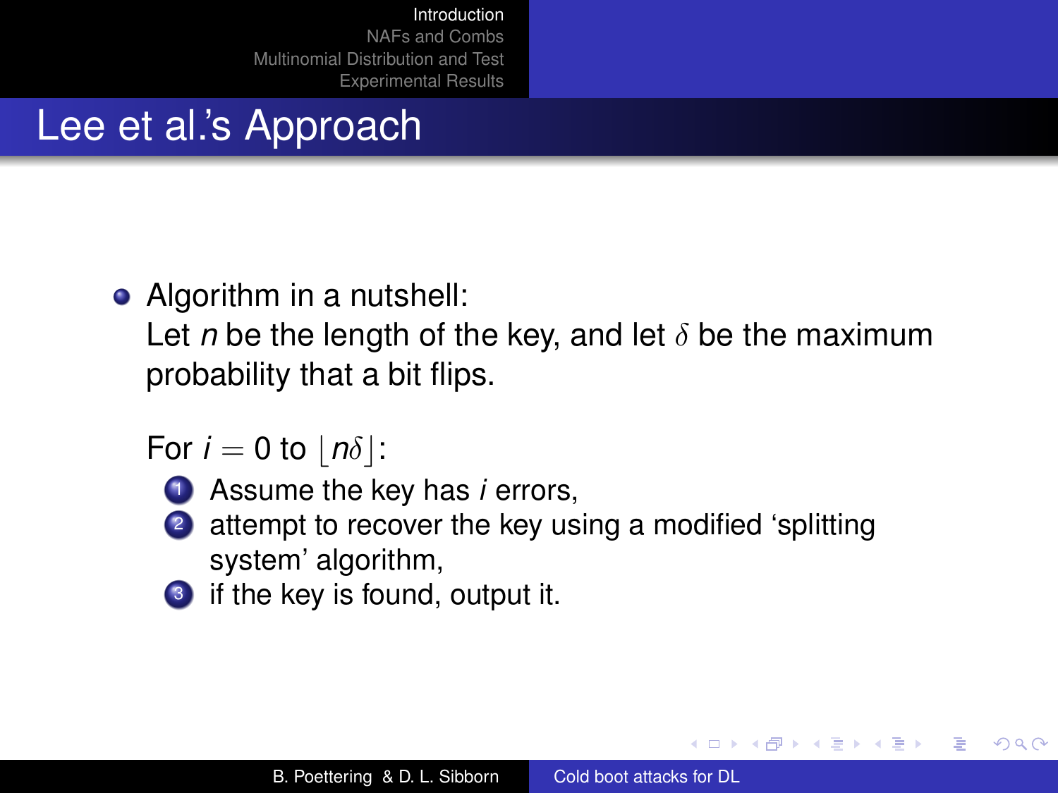# Lee et al.'s Approach

- Algorithm in a nutshell:
  Let $n$ be the length of the key, and let $\delta$ be the maximum probability that a bit flips.

  For $i = 0$ to $\lfloor n\delta \rfloor$:

  1. Assume the key has $i$ errors,
  2. attempt to recover the key using a modified 'splitting system' algorithm,
  3. if the key is found, output it.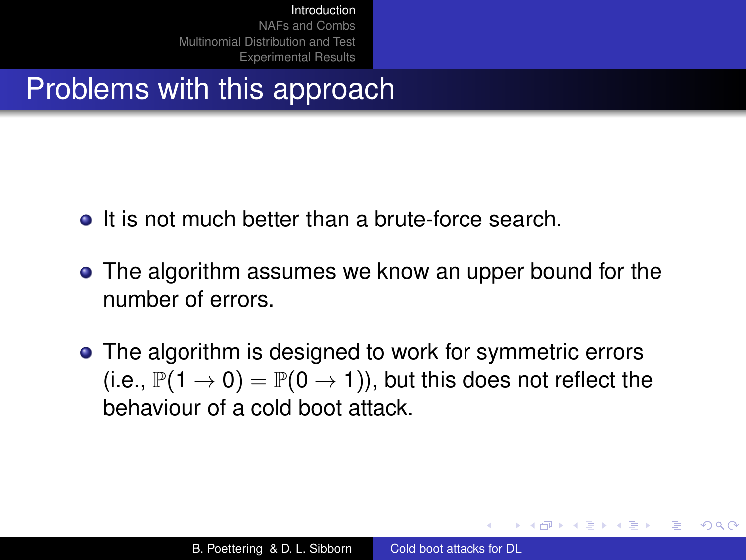# Problems with this approach

- It is not much better than a brute-force search.
- The algorithm assumes we know an upper bound for the number of errors.
- The algorithm is designed to work for symmetric errors (i.e., $\mathbb{P}(1 \to 0) = \mathbb{P}(0 \to 1)$), but this does not reflect the behaviour of a cold boot attack.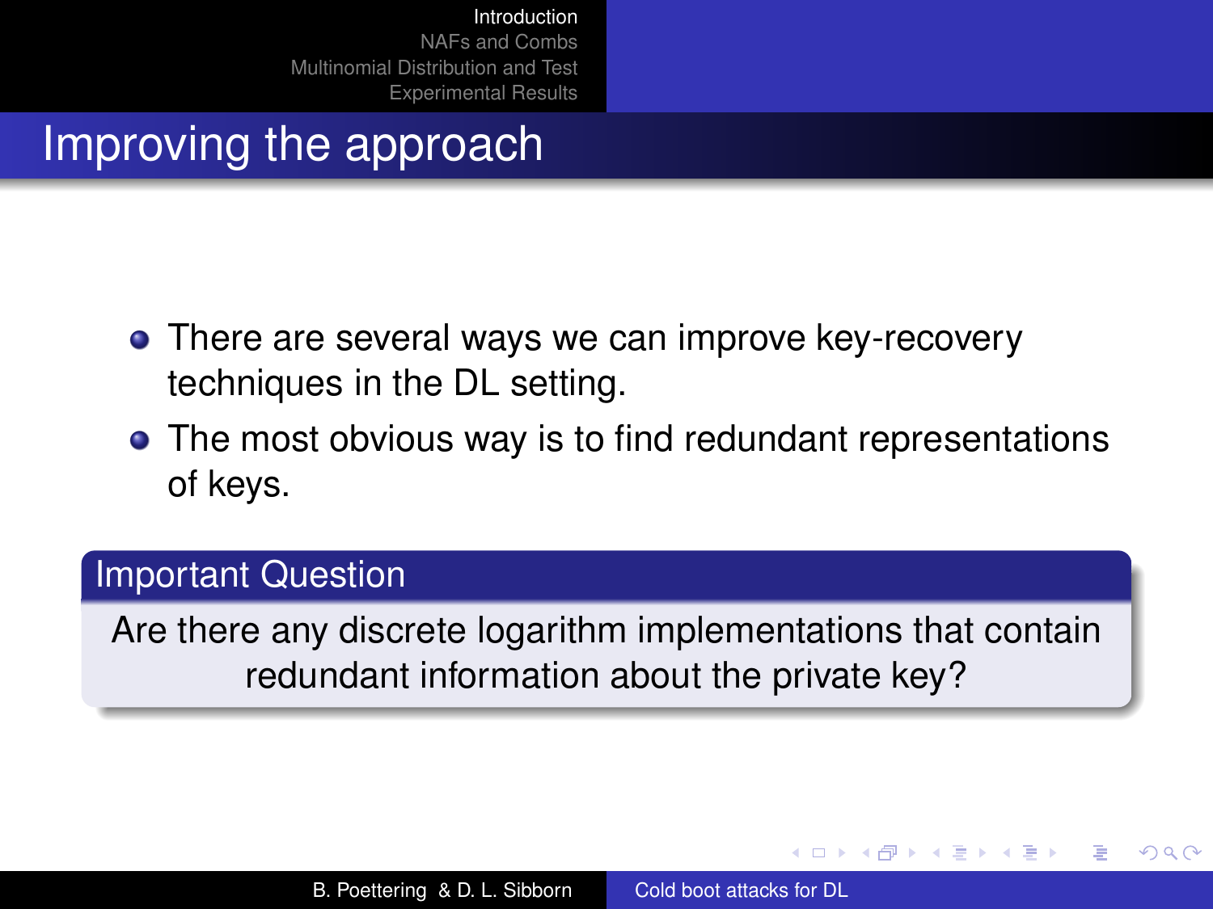# Improving the approach

- There are several ways we can improve key-recovery techniques in the DL setting.
- The most obvious way is to find redundant representations of keys.

**Important Question**

Are there any discrete logarithm implementations that contain redundant information about the private key?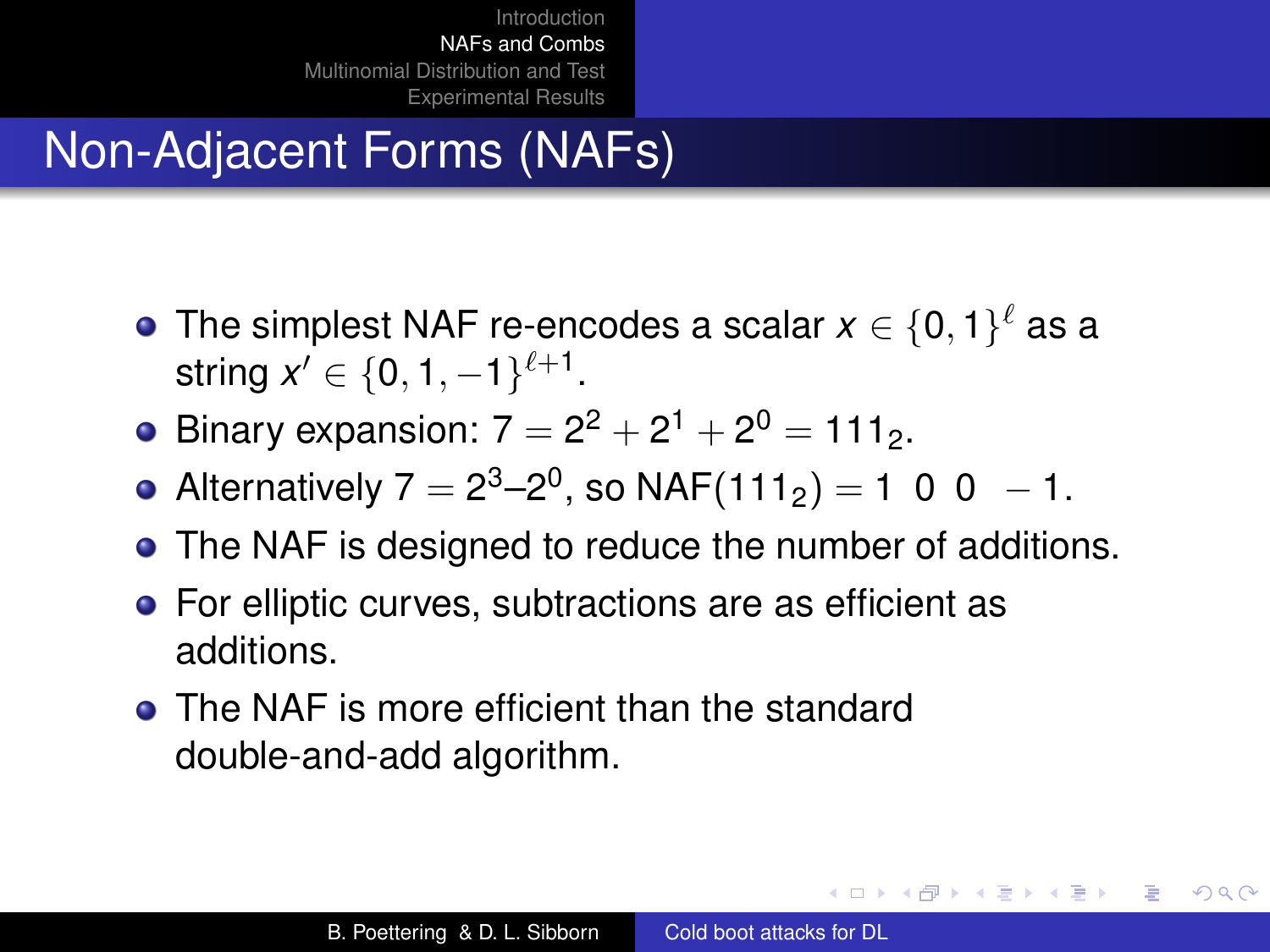# Non-Adjacent Forms (NAFs)

- The simplest NAF re-encodes a scalar $x \in \{0, 1\}^{\ell}$ as a string $x' \in \{0, 1, -1\}^{\ell+1}$.
- Binary expansion: $7 = 2^2 + 2^1 + 2^0 = 111_2$.
- Alternatively $7 = 2^3 – 2^0$, so $\text{NAF}(111_2) = 1\ \ 0\ \ 0\ \ -1$.
- The NAF is designed to reduce the number of additions.
- For elliptic curves, subtractions are as efficient as additions.
- The NAF is more efficient than the standard double-and-add algorithm.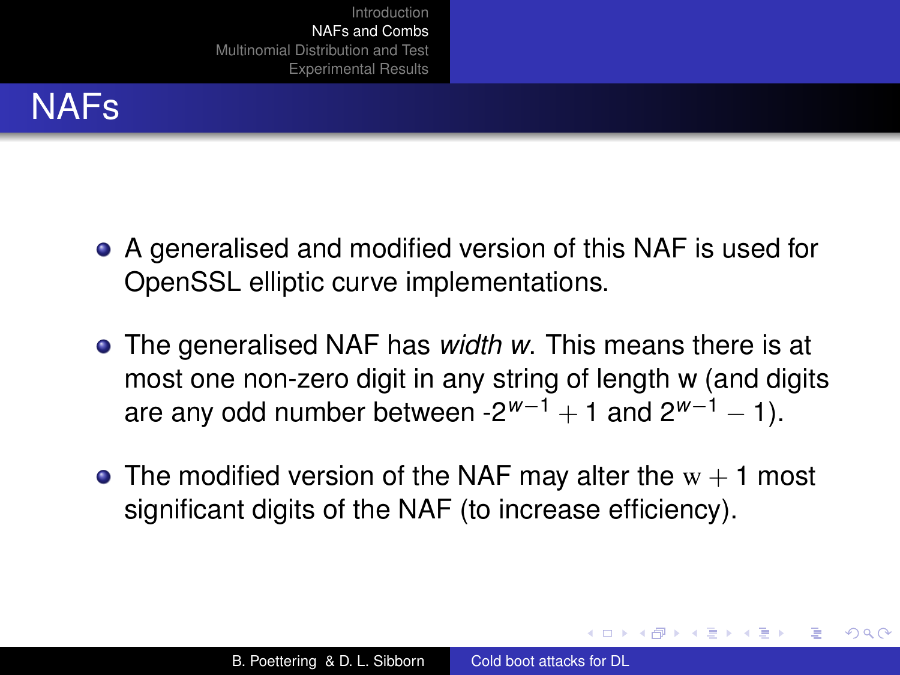# NAFs

- A generalised and modified version of this NAF is used for OpenSSL elliptic curve implementations.
- The generalised NAF has *width w*. This means there is at most one non-zero digit in any string of length w (and digits are any odd number between $-2^{w-1} + 1$ and $2^{w-1} - 1$).
- The modified version of the NAF may alter the $w + 1$ most significant digits of the NAF (to increase efficiency).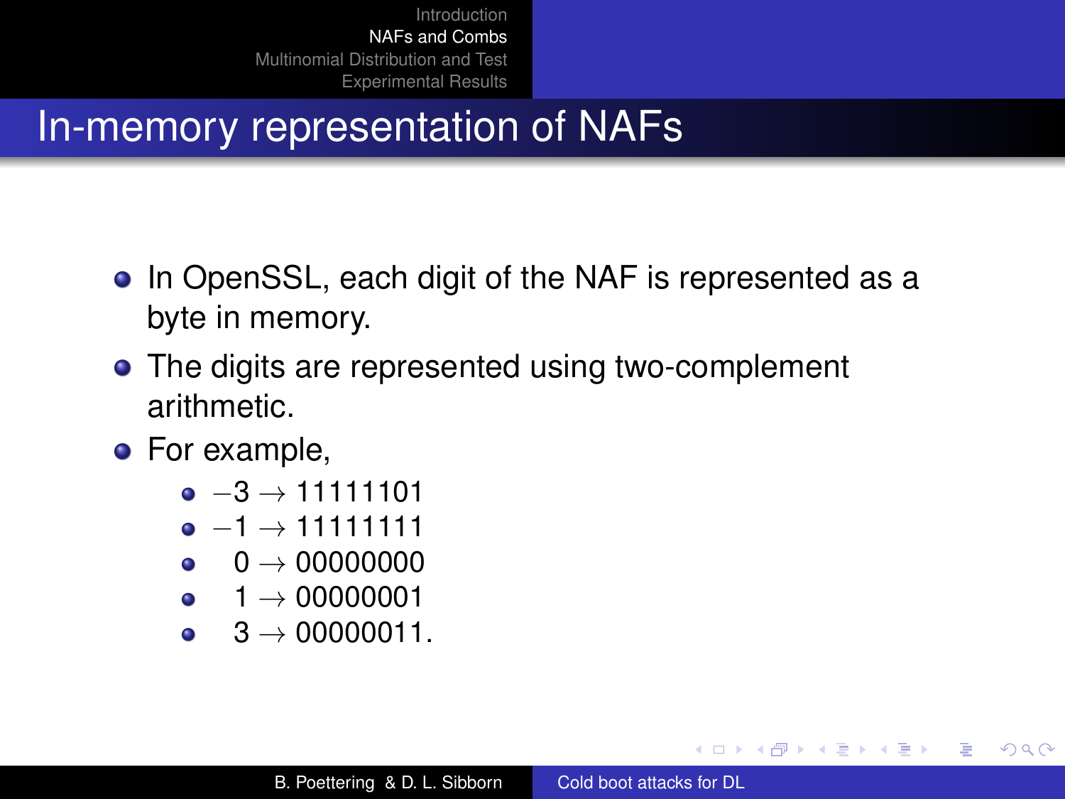# In-memory representation of NAFs

- In OpenSSL, each digit of the NAF is represented as a byte in memory.
- The digits are represented using two-complement arithmetic.
- For example,
  - $-3 \rightarrow 11111101$
  - $-1 \rightarrow 11111111$
  - $0 \rightarrow 00000000$
  - $1 \rightarrow 00000001$
  - $3 \rightarrow 00000011$.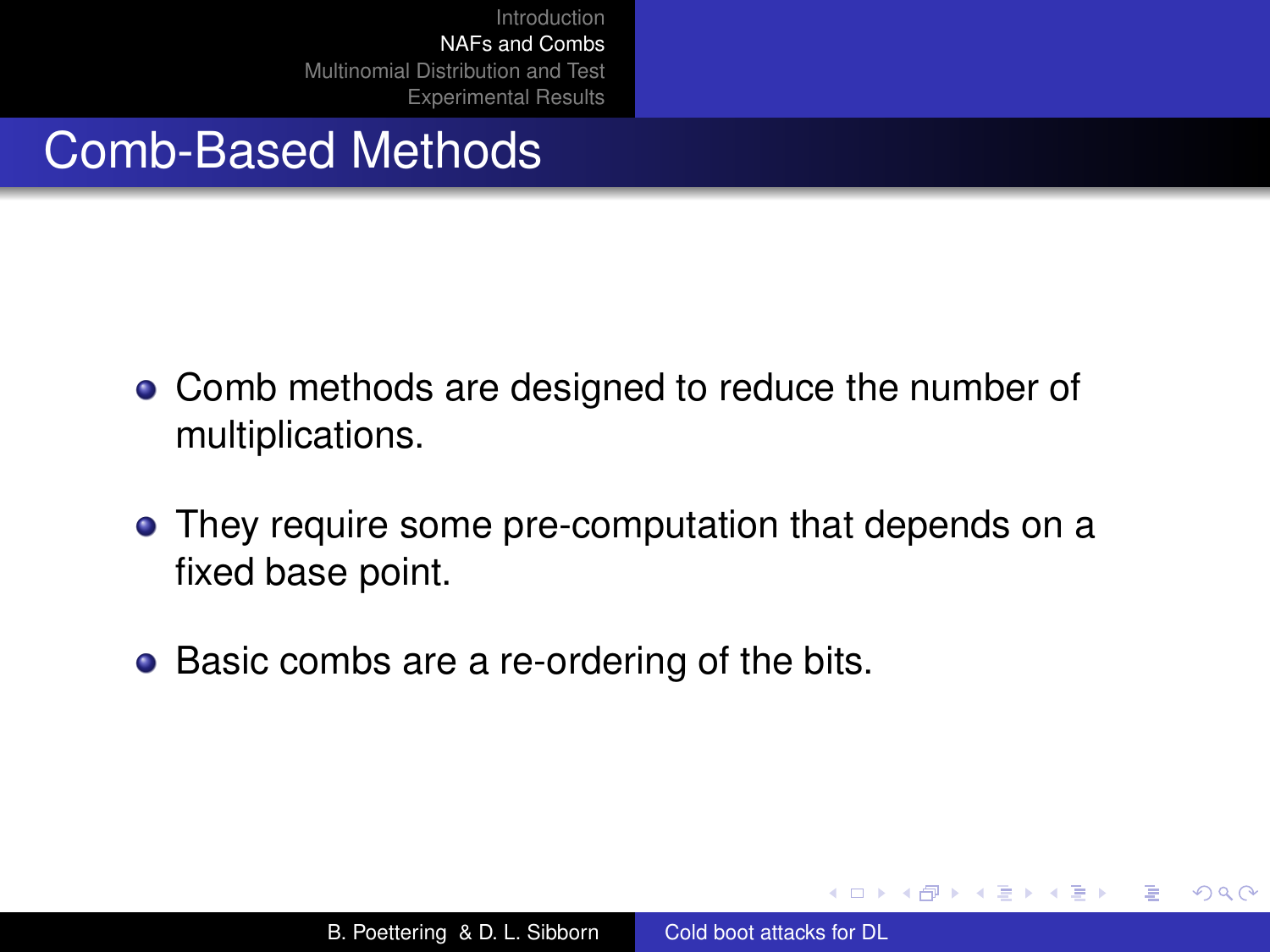# Comb-Based Methods

- Comb methods are designed to reduce the number of multiplications.
- They require some pre-computation that depends on a fixed base point.
- Basic combs are a re-ordering of the bits.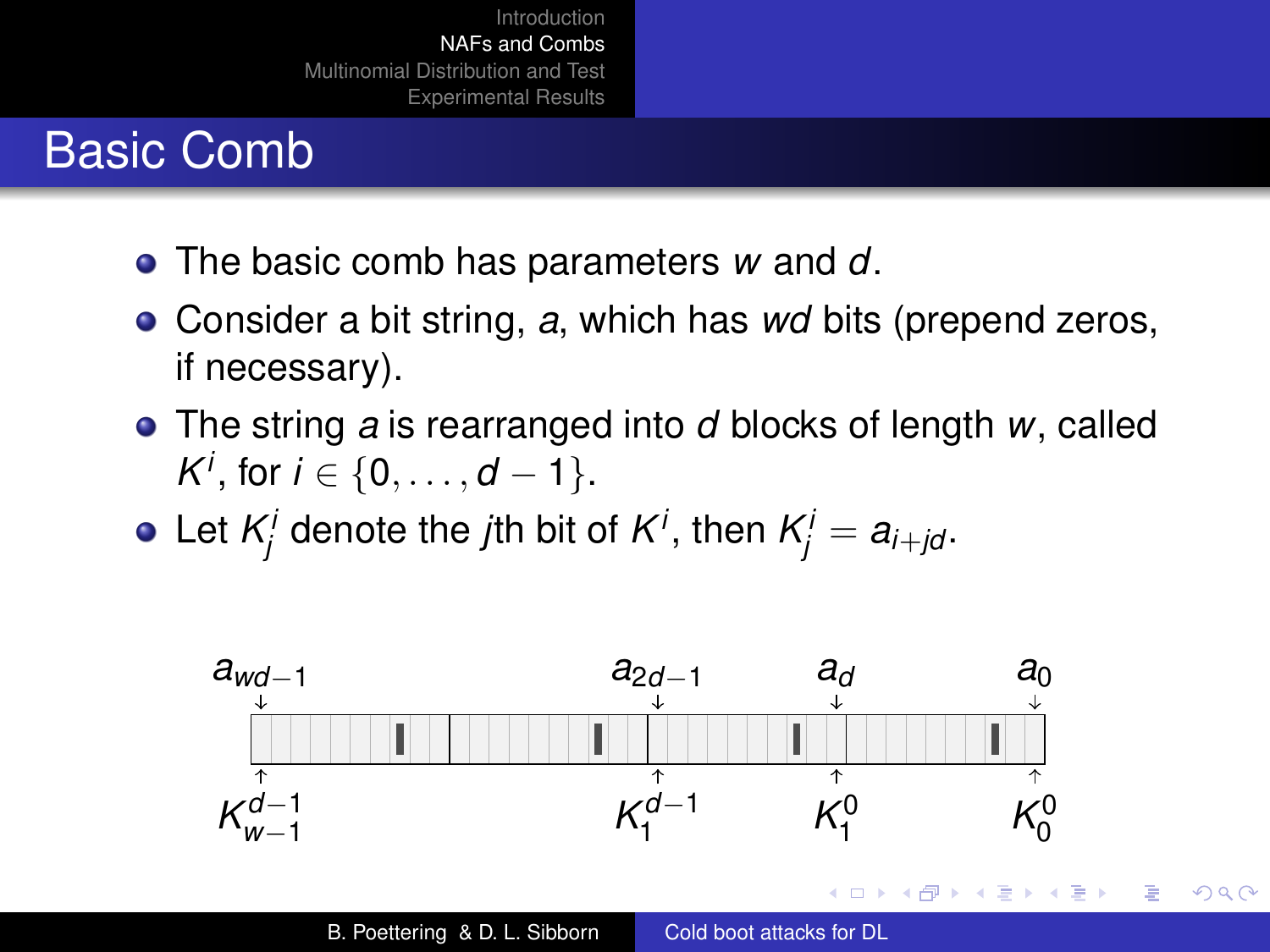# Basic Comb

- The basic comb has parameters $w$ and $d$.
- Consider a bit string, $a$, which has $wd$ bits (prepend zeros, if necessary).
- The string $a$ is rearranged into $d$ blocks of length $w$, called $K^i$, for $i \in \{0, \ldots, d-1\}$.
- Let $K^i_j$ denote the $j$th bit of $K^i$, then $K^i_j = a_{i+jd}$.

$a_{wd-1}$ $a_{2d-1}$ $a_d$ $a_0$

$K^{d-1}_{w-1}$ $K^{d-1}_1$ $K^0_1$ $K^0_0$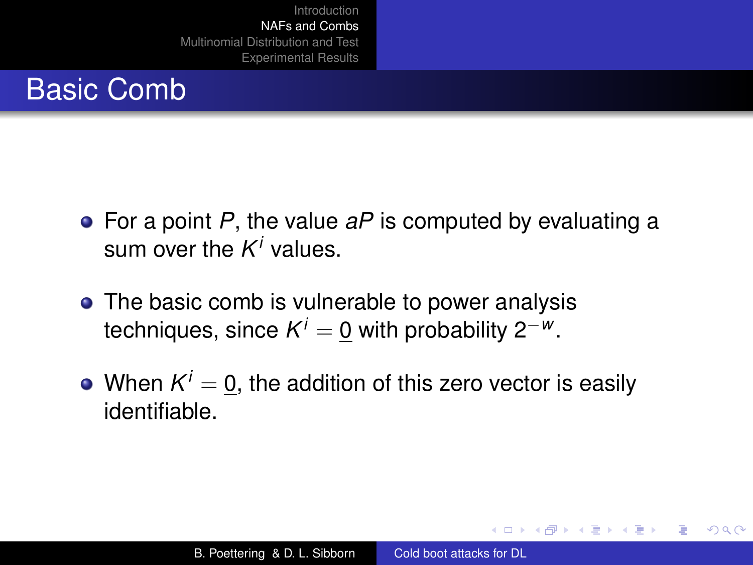# Basic Comb

- For a point $P$, the value $aP$ is computed by evaluating a sum over the $K^i$ values.
- The basic comb is vulnerable to power analysis techniques, since $K^i = \underline{0}$ with probability $2^{-w}$.
- When $K^i = \underline{0}$, the addition of this zero vector is easily identifiable.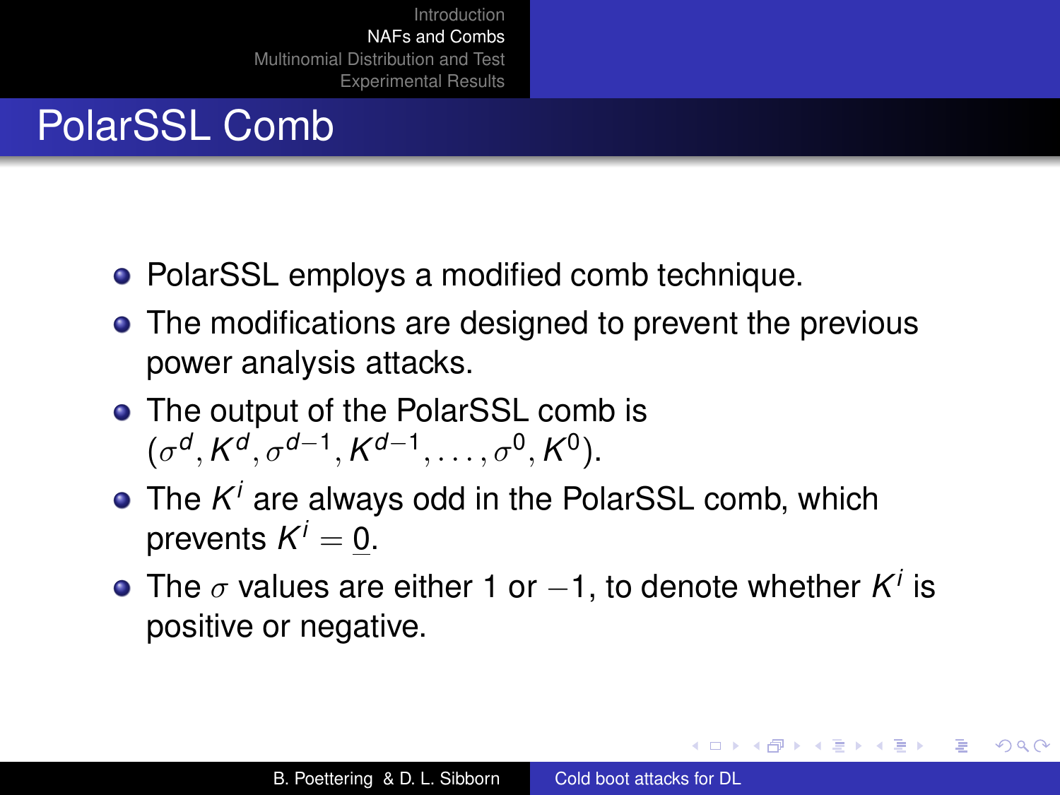# PolarSSL Comb

- PolarSSL employs a modified comb technique.
- The modifications are designed to prevent the previous power analysis attacks.
- The output of the PolarSSL comb is $(\sigma^d, K^d, \sigma^{d-1}, K^{d-1}, \ldots, \sigma^0, K^0)$.
- The $K^i$ are always odd in the PolarSSL comb, which prevents $K^i = \underline{0}$.
- The $\sigma$ values are either 1 or $-1$, to denote whether $K^i$ is positive or negative.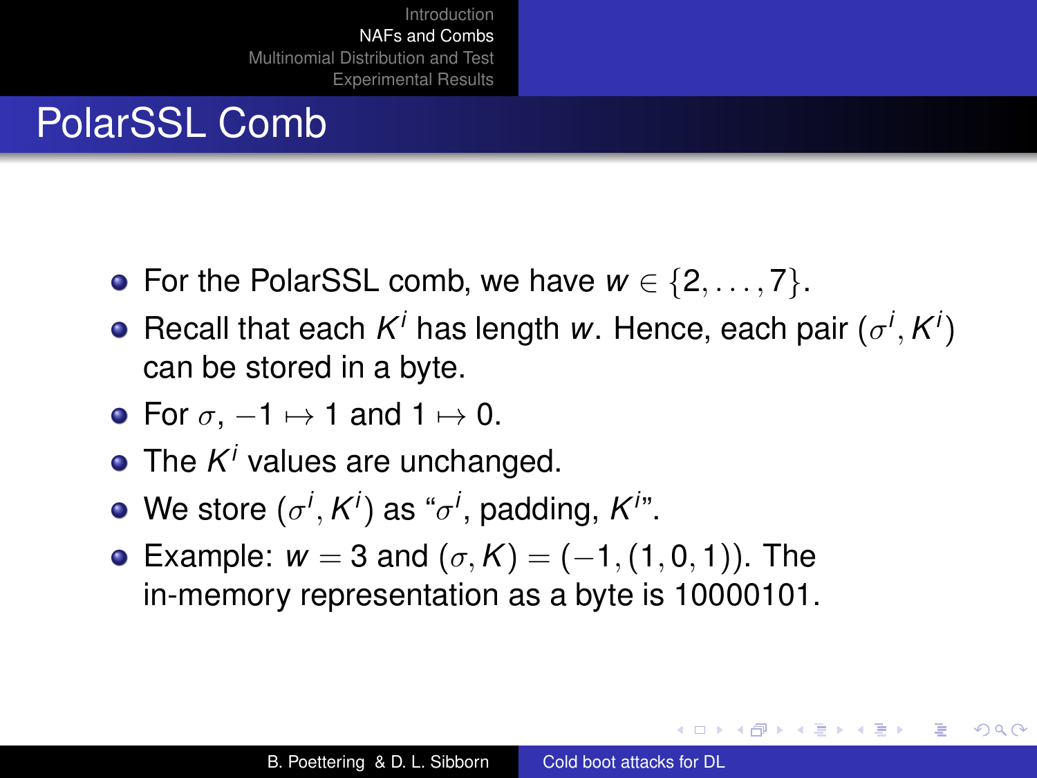# PolarSSL Comb

- For the PolarSSL comb, we have $w \in \{2, \ldots, 7\}$.
- Recall that each $K^i$ has length $w$. Hence, each pair $(\sigma^i, K^i)$ can be stored in a byte.
- For $\sigma$, $-1 \mapsto 1$ and $1 \mapsto 0$.
- The $K^i$ values are unchanged.
- We store $(\sigma^i, K^i)$ as "$\sigma^i$, padding, $K^i$".
- Example: $w = 3$ and $(\sigma, K) = (-1, (1, 0, 1))$. The in-memory representation as a byte is 10000101.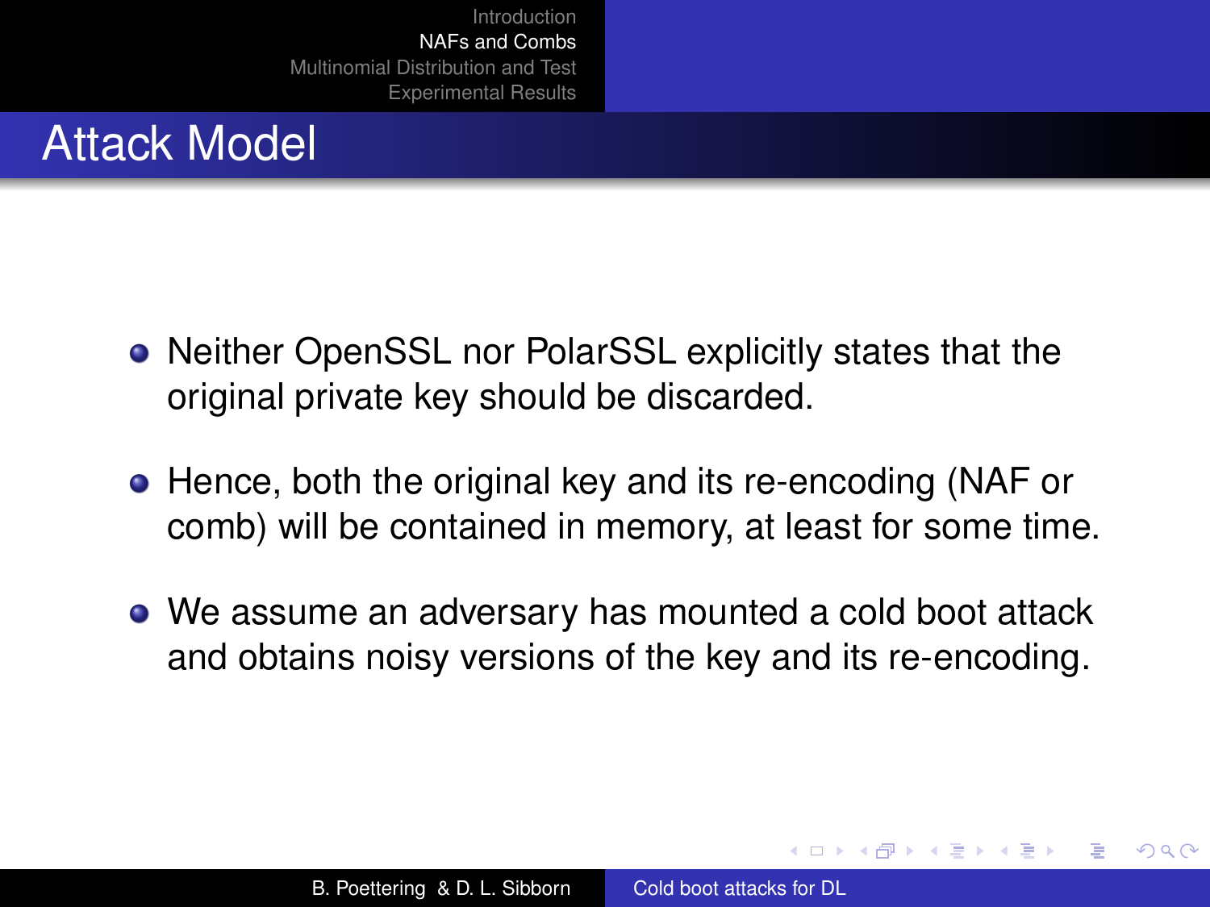# Attack Model

- Neither OpenSSL nor PolarSSL explicitly states that the original private key should be discarded.
- Hence, both the original key and its re-encoding (NAF or comb) will be contained in memory, at least for some time.
- We assume an adversary has mounted a cold boot attack and obtains noisy versions of the key and its re-encoding.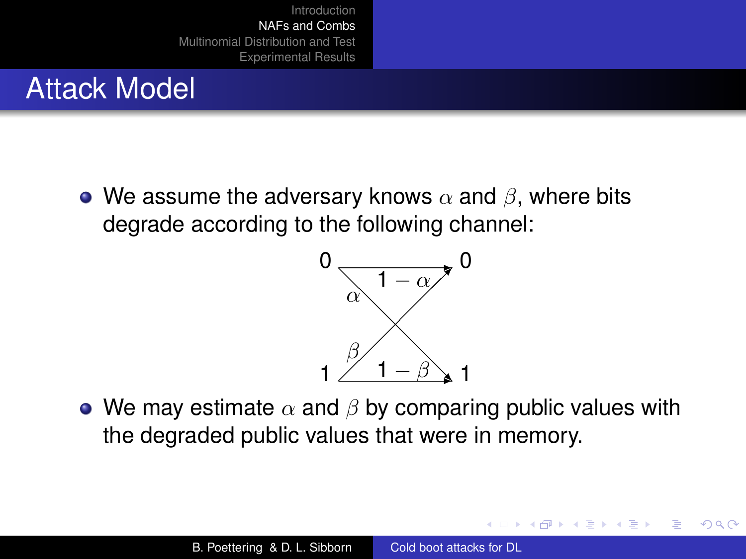# Attack Model

- We assume the adversary knows $\alpha$ and $\beta$, where bits degrade according to the following channel:

$$
\begin{aligned}
0 &\xrightarrow{1-\alpha} 0, \quad 0 \xrightarrow{\alpha} 1 \\
1 &\xrightarrow{1-\beta} 1, \quad 1 \xrightarrow{\beta} 0
\end{aligned}
$$

- We may estimate $\alpha$ and $\beta$ by comparing public values with the degraded public values that were in memory.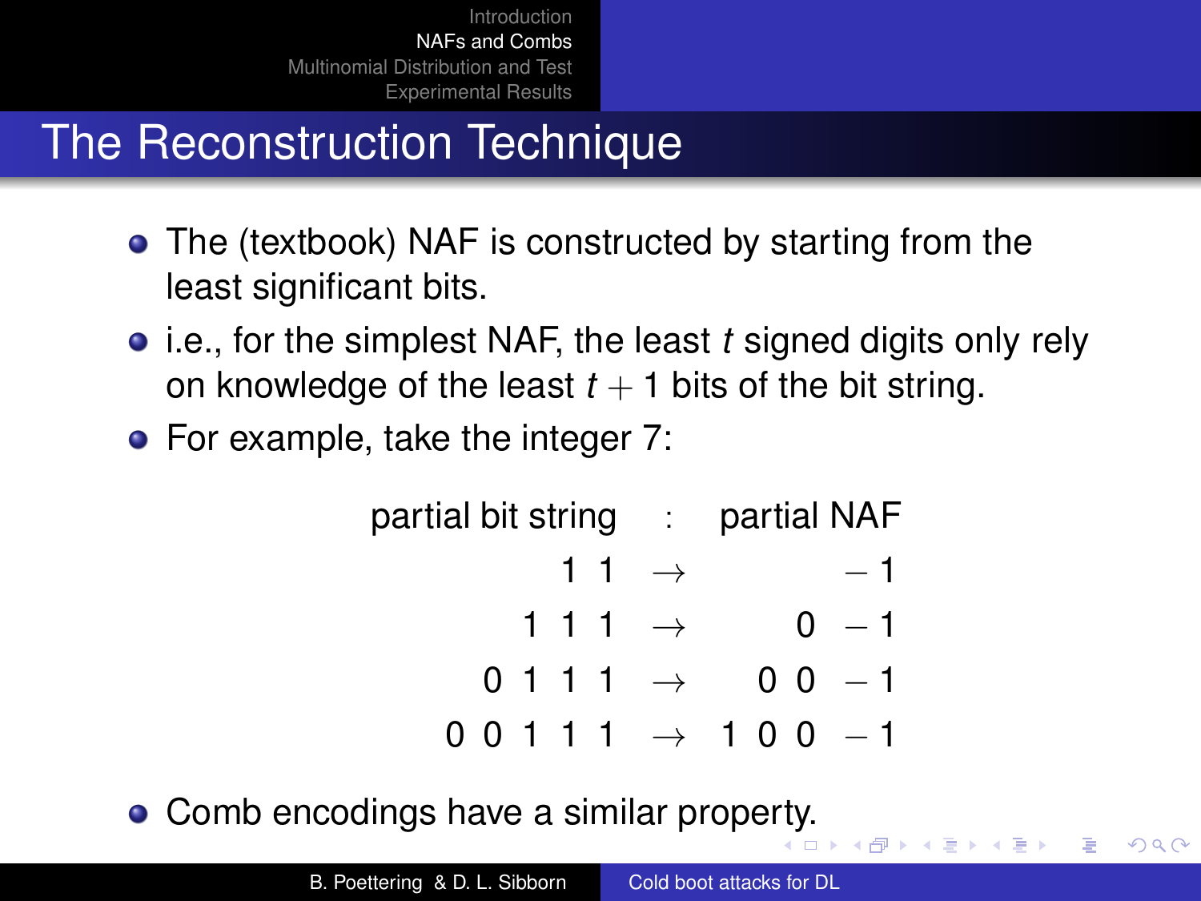# The Reconstruction Technique

- The (textbook) NAF is constructed by starting from the least significant bits.
- i.e., for the simplest NAF, the least $t$ signed digits only rely on knowledge of the least $t+1$ bits of the bit string.
- For example, take the integer 7:

$$
\begin{array}{rcr}
\text{partial bit string} & : & \text{partial NAF} \\
1\ 1 & \rightarrow & -1 \\
1\ 1\ 1 & \rightarrow & 0\ -1 \\
0\ 1\ 1\ 1 & \rightarrow & 0\ 0\ -1 \\
0\ 0\ 1\ 1\ 1 & \rightarrow & 1\ 0\ 0\ -1
\end{array}
$$

- Comb encodings have a similar property.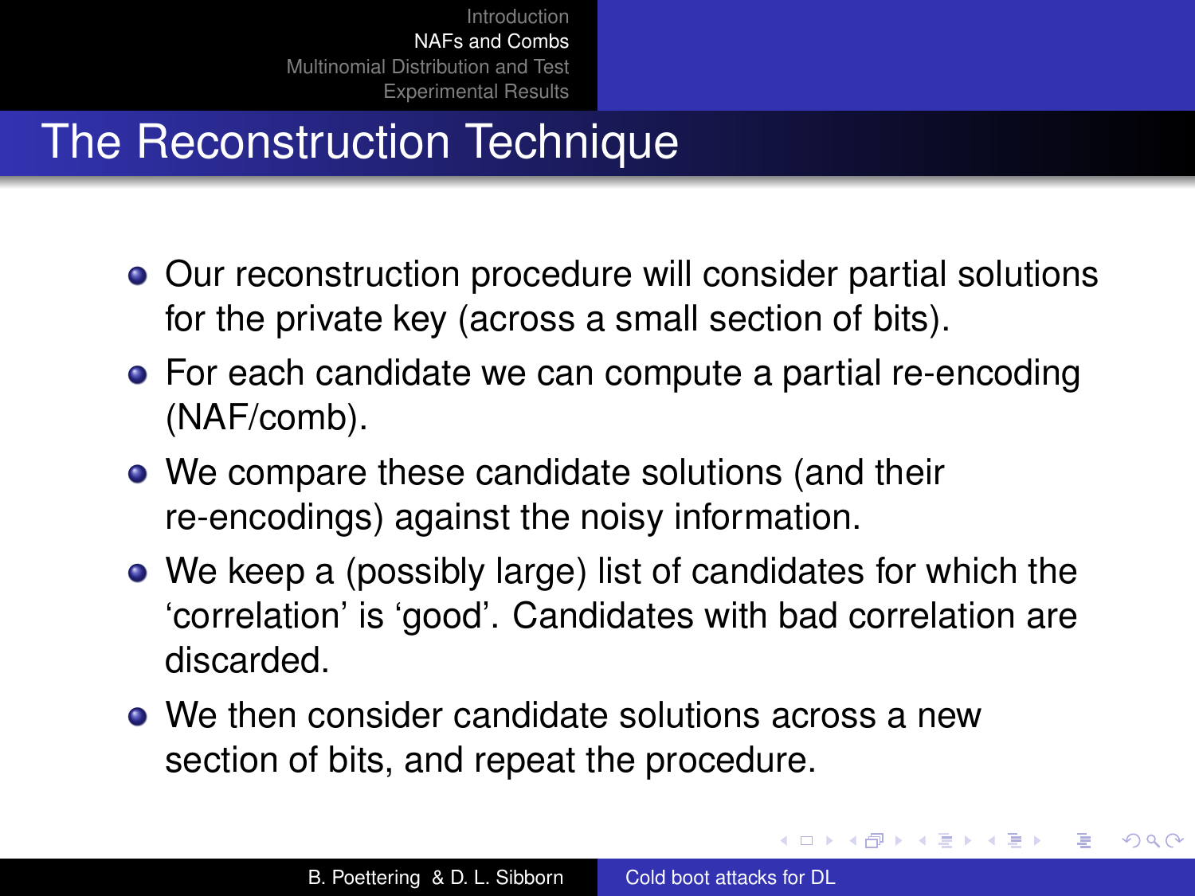# The Reconstruction Technique

- Our reconstruction procedure will consider partial solutions for the private key (across a small section of bits).
- For each candidate we can compute a partial re-encoding (NAF/comb).
- We compare these candidate solutions (and their re-encodings) against the noisy information.
- We keep a (possibly large) list of candidates for which the 'correlation' is 'good'. Candidates with bad correlation are discarded.
- We then consider candidate solutions across a new section of bits, and repeat the procedure.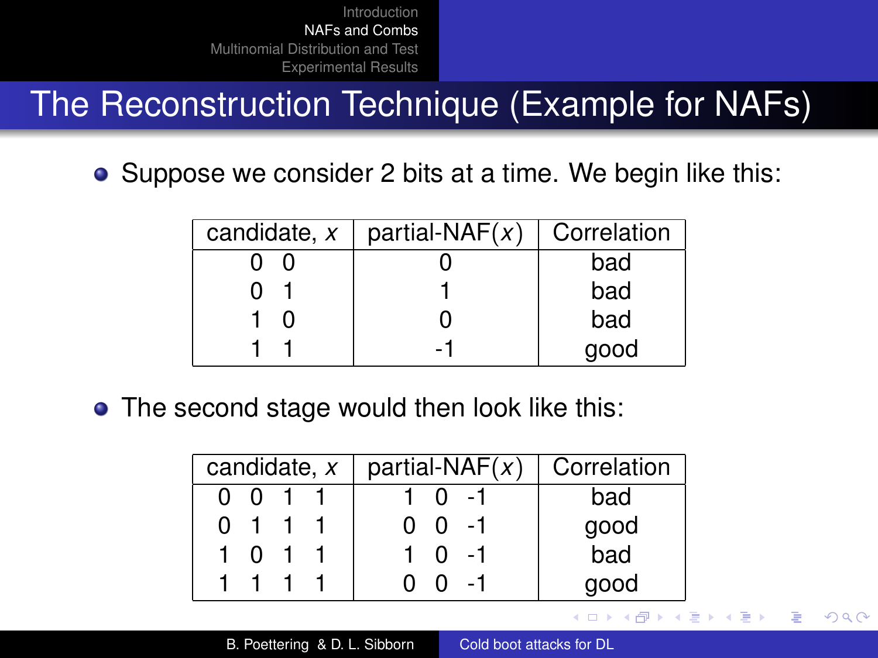# The Reconstruction Technique (Example for NAFs)

- Suppose we consider 2 bits at a time. We begin like this:

| candidate, $x$ | partial-NAF($x$) | Correlation |
|---|---|---|
| 0 0 | 0 | bad |
| 0 1 | 1 | bad |
| 1 0 | 0 | bad |
| 1 1 | -1 | good |

- The second stage would then look like this:

| candidate, $x$ | partial-NAF($x$) | Correlation |
|---|---|---|
| 0 0 1 1 | 1 0 -1 | bad |
| 0 1 1 1 | 0 0 -1 | good |
| 1 0 1 1 | 1 0 -1 | bad |
| 1 1 1 1 | 0 0 -1 | good |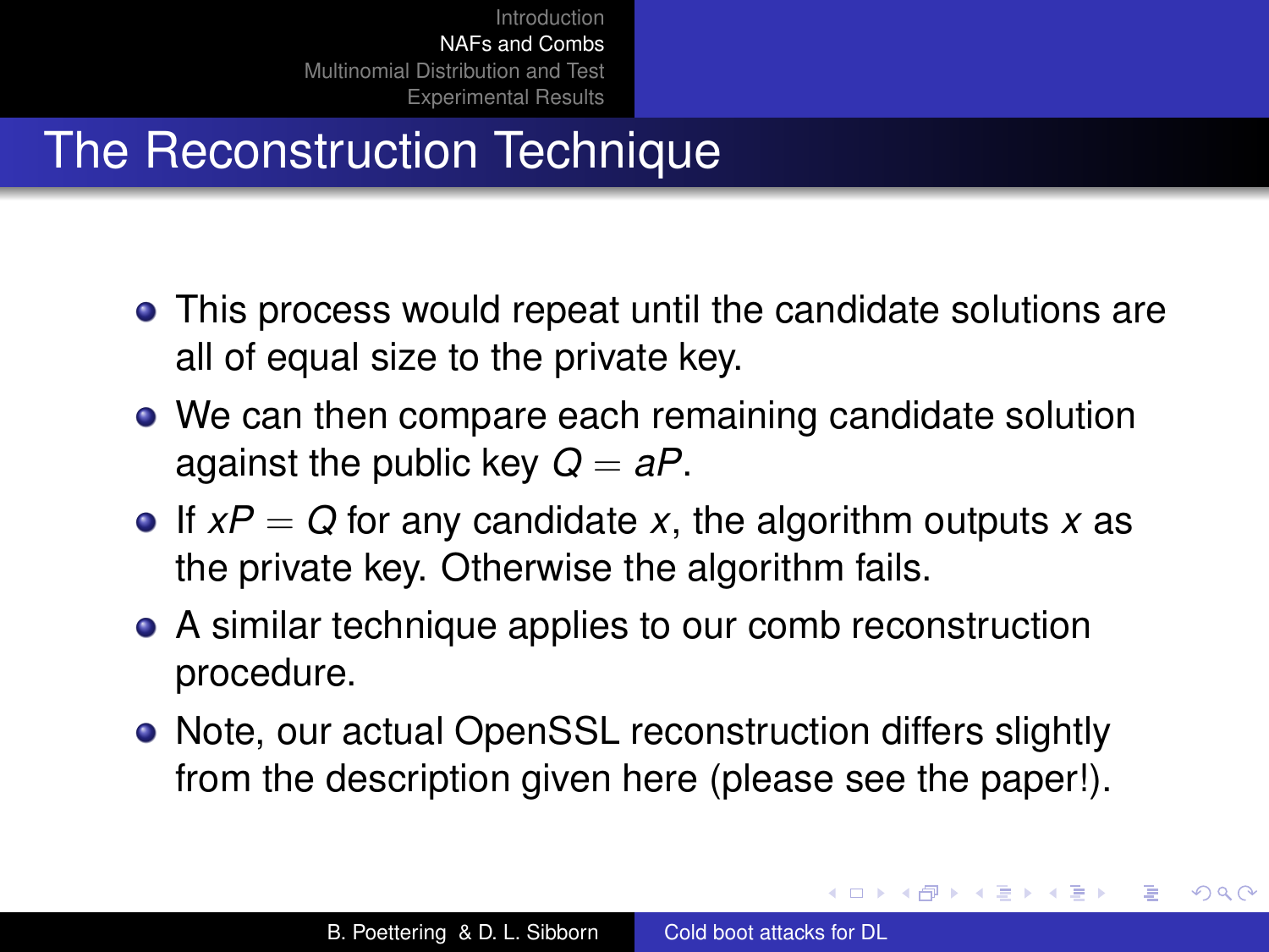# The Reconstruction Technique

- This process would repeat until the candidate solutions are all of equal size to the private key.
- We can then compare each remaining candidate solution against the public key $Q = aP$.
- If $xP = Q$ for any candidate $x$, the algorithm outputs $x$ as the private key. Otherwise the algorithm fails.
- A similar technique applies to our comb reconstruction procedure.
- Note, our actual OpenSSL reconstruction differs slightly from the description given here (please see the paper!).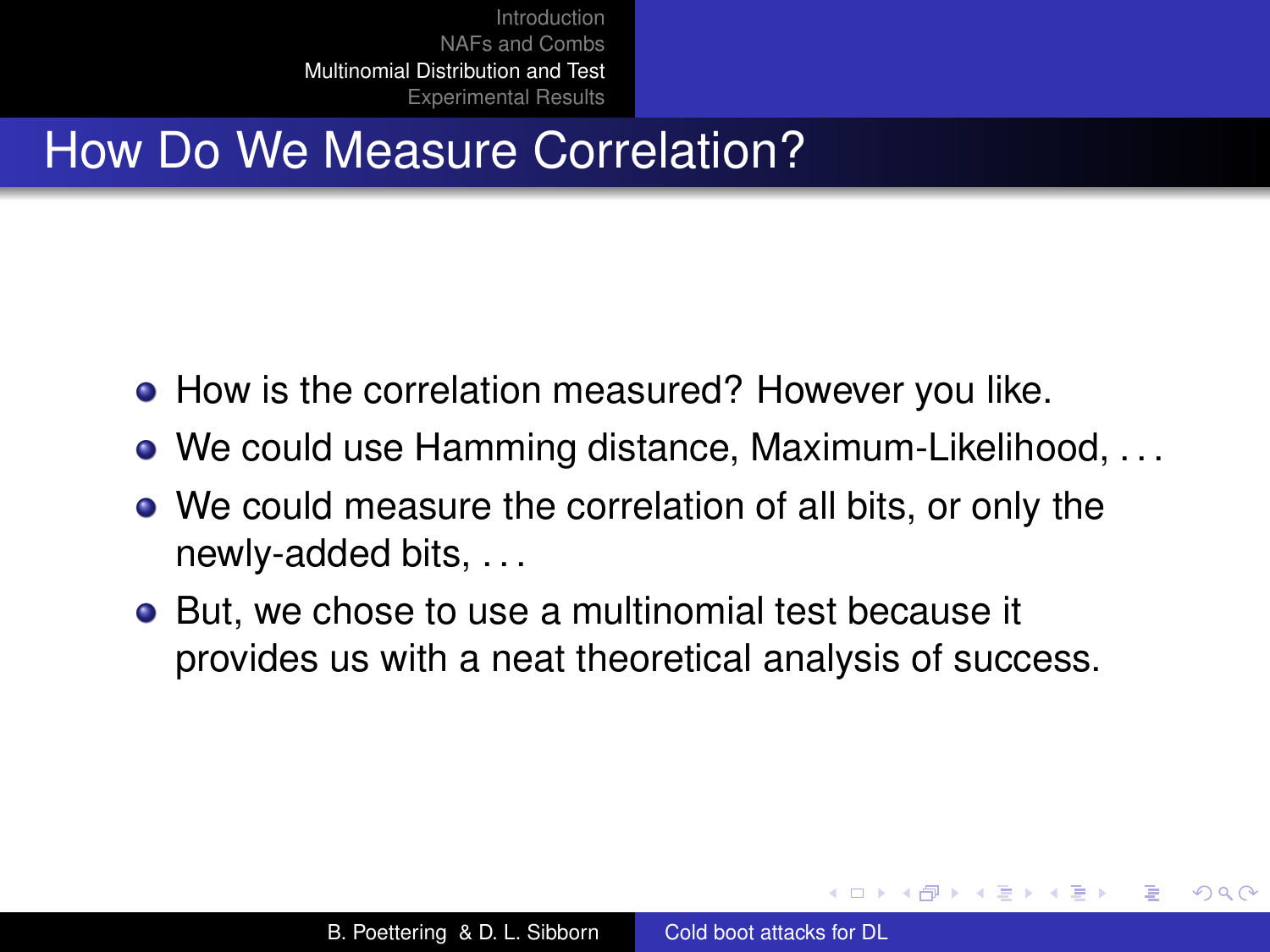# How Do We Measure Correlation?

- How is the correlation measured? However you like.
- We could use Hamming distance, Maximum-Likelihood, . . .
- We could measure the correlation of all bits, or only the newly-added bits, . . .
- But, we chose to use a multinomial test because it provides us with a neat theoretical analysis of success.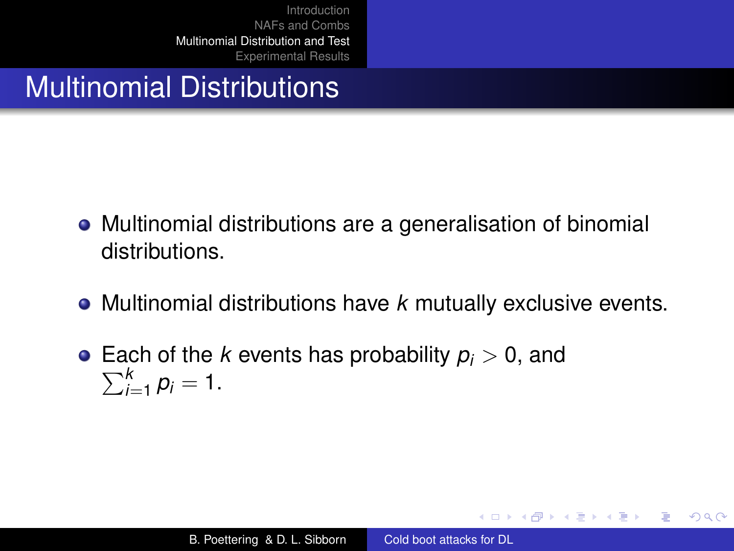# Multinomial Distributions

- Multinomial distributions are a generalisation of binomial distributions.
- Multinomial distributions have $k$ mutually exclusive events.
- Each of the $k$ events has probability $p_i > 0$, and $\sum_{i=1}^{k} p_i = 1$.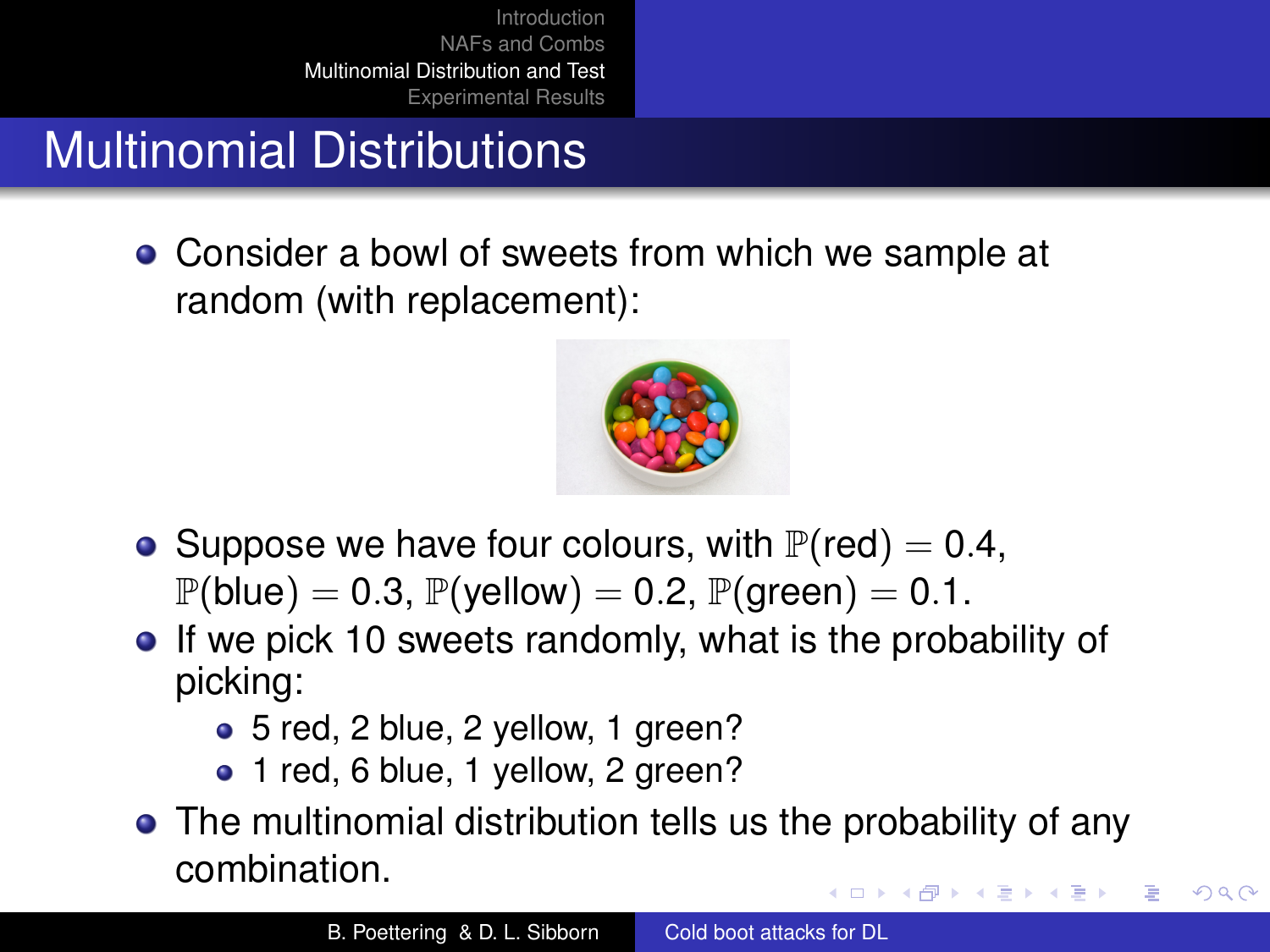# Multinomial Distributions

- Consider a bowl of sweets from which we sample at random (with replacement):
- Suppose we have four colours, with $\mathbb{P}(\text{red}) = 0.4$, $\mathbb{P}(\text{blue}) = 0.3$, $\mathbb{P}(\text{yellow}) = 0.2$, $\mathbb{P}(\text{green}) = 0.1$.
- If we pick 10 sweets randomly, what is the probability of picking:
  - 5 red, 2 blue, 2 yellow, 1 green?
  - 1 red, 6 blue, 1 yellow, 2 green?
- The multinomial distribution tells us the probability of any combination.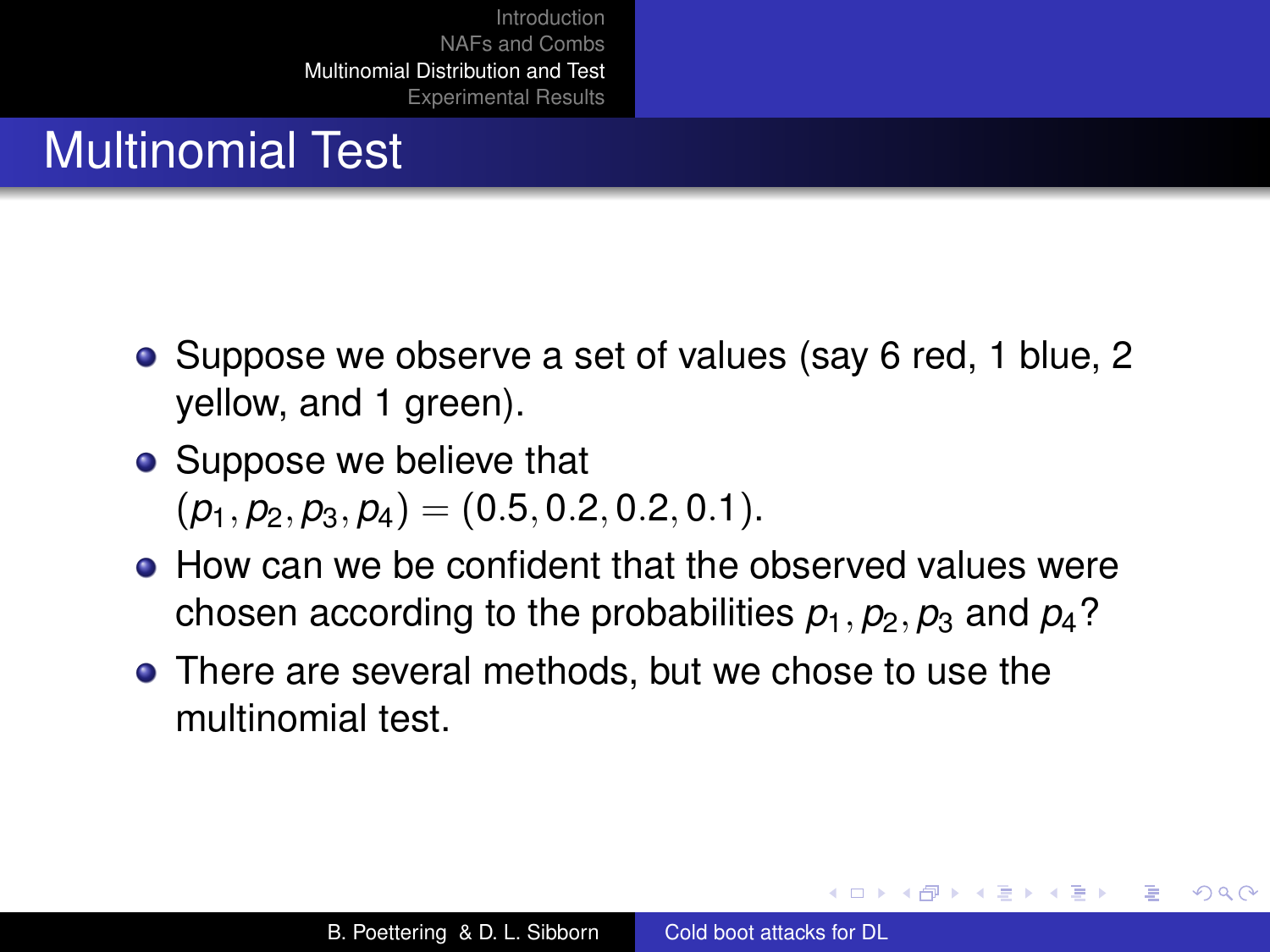# Multinomial Test

- Suppose we observe a set of values (say 6 red, 1 blue, 2 yellow, and 1 green).
- Suppose we believe that $(p_1, p_2, p_3, p_4) = (0.5, 0.2, 0.2, 0.1)$.
- How can we be confident that the observed values were chosen according to the probabilities $p_1, p_2, p_3$ and $p_4$?
- There are several methods, but we chose to use the multinomial test.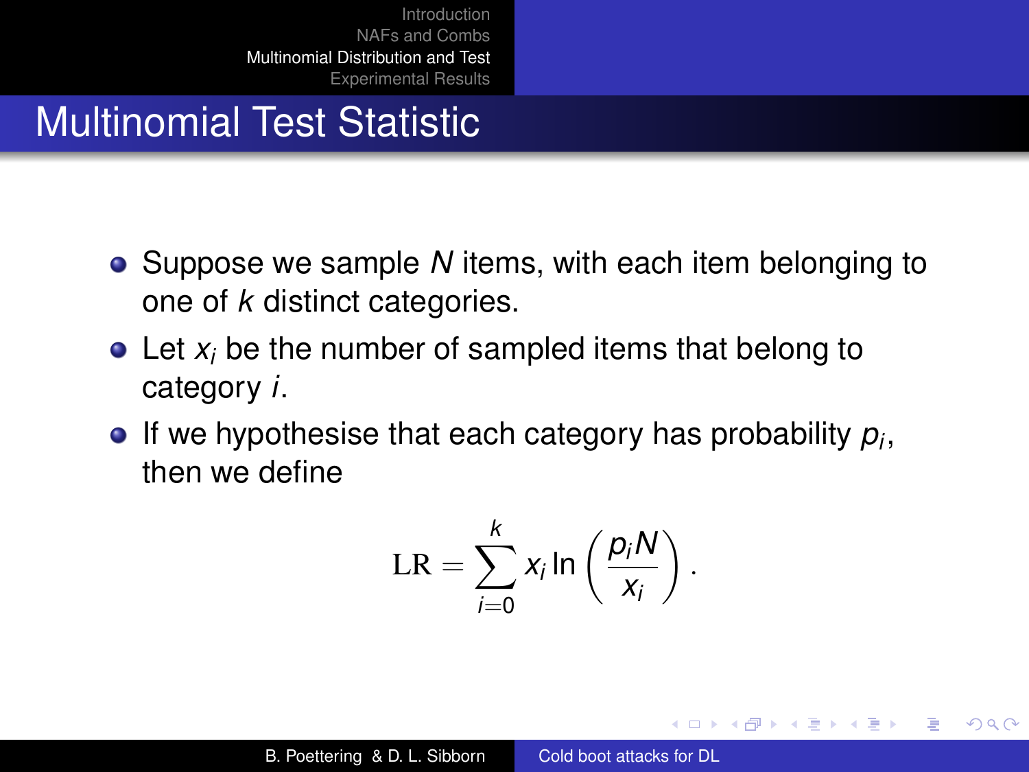# Multinomial Test Statistic

- Suppose we sample $N$ items, with each item belonging to one of $k$ distinct categories.
- Let $x_i$ be the number of sampled items that belong to category $i$.
- If we hypothesise that each category has probability $p_i$, then we define

$$\mathrm{LR} = \sum_{i=0}^{k} x_i \ln\left(\frac{p_i N}{x_i}\right).$$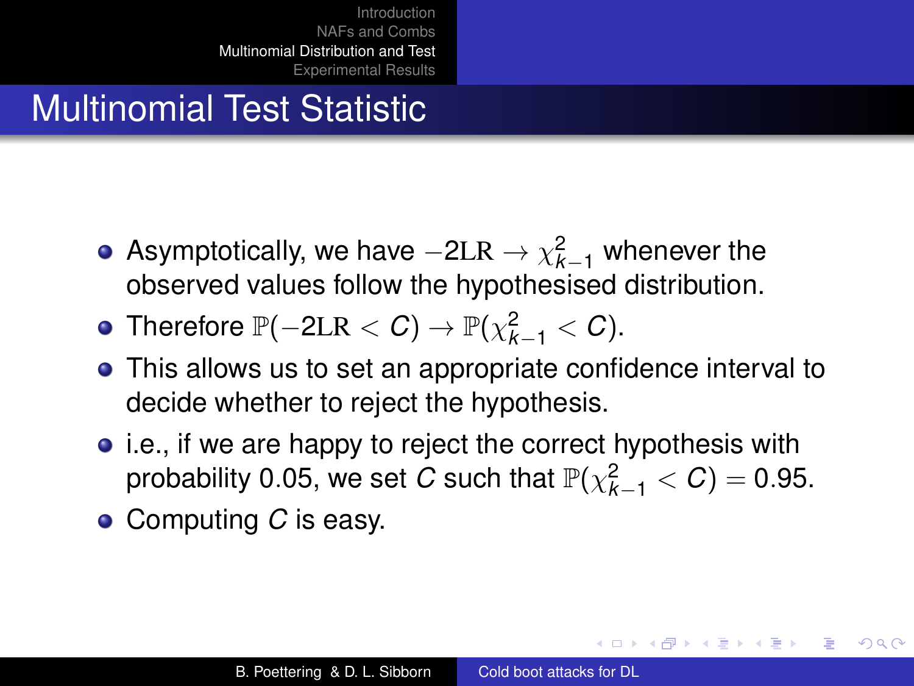# Multinomial Test Statistic

- Asymptotically, we have $-2\mathrm{LR} \to \chi^2_{k-1}$ whenever the observed values follow the hypothesised distribution.
- Therefore $\mathbb{P}(-2\mathrm{LR} < C) \to \mathbb{P}(\chi^2_{k-1} < C)$.
- This allows us to set an appropriate confidence interval to decide whether to reject the hypothesis.
- i.e., if we are happy to reject the correct hypothesis with probability 0.05, we set $C$ such that $\mathbb{P}(\chi^2_{k-1} < C) = 0.95$.
- Computing $C$ is easy.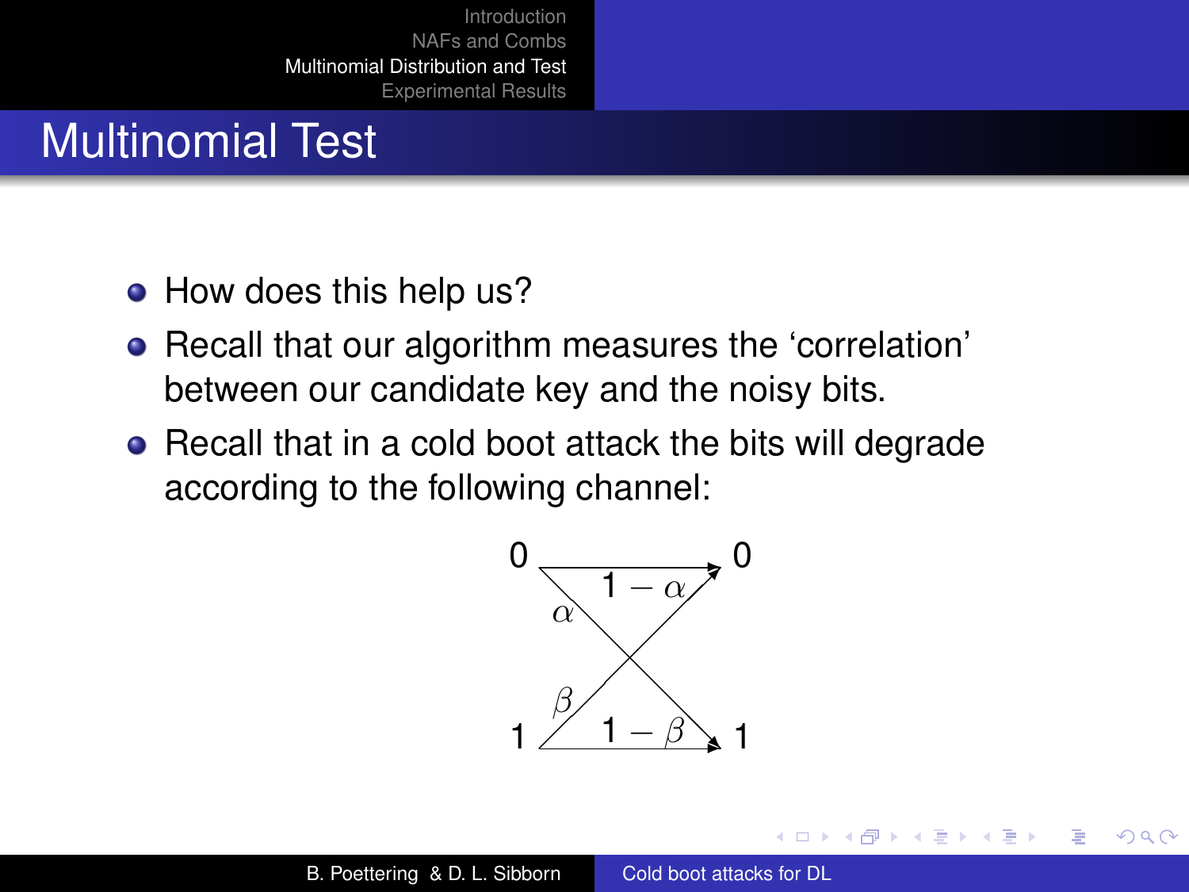# Multinomial Test

- How does this help us?
- Recall that our algorithm measures the ‘correlation’ between our candidate key and the noisy bits.
- Recall that in a cold boot attack the bits will degrade according to the following channel:

0 → 0 with probability $1-\alpha$; 0 → 1 with probability $\alpha$

1 → 0 with probability $\beta$; 1 → 1 with probability $1-\beta$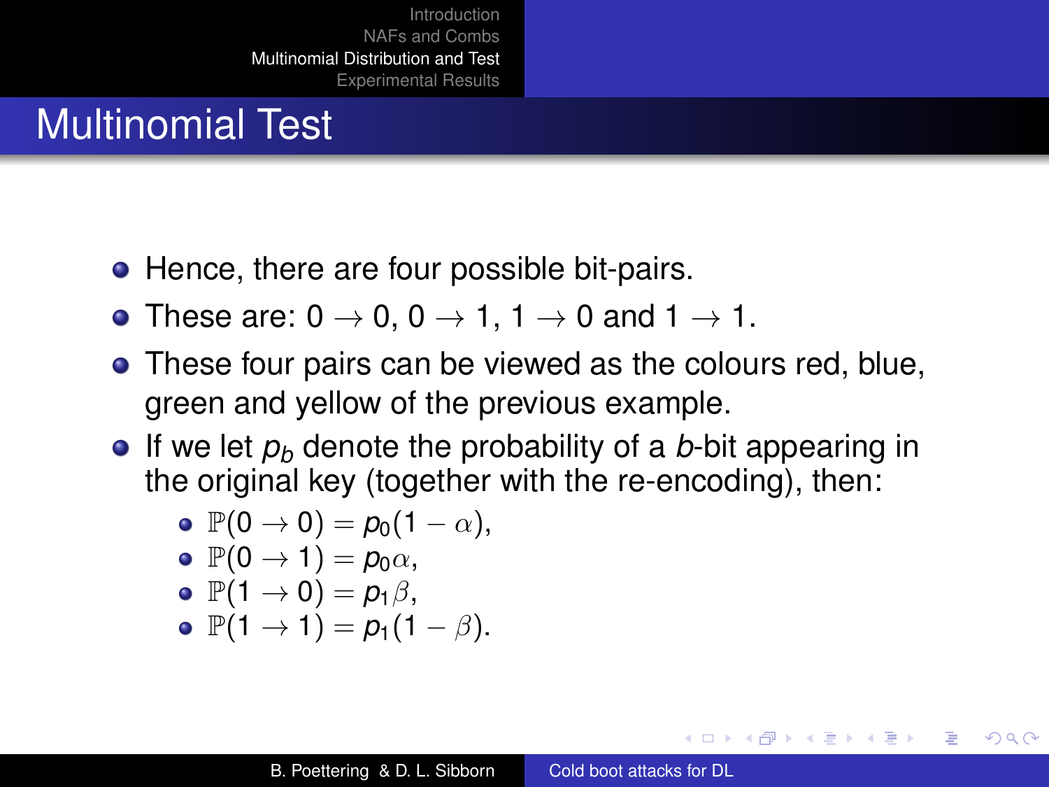# Multinomial Test

- Hence, there are four possible bit-pairs.
- These are: $0 \to 0$, $0 \to 1$, $1 \to 0$ and $1 \to 1$.
- These four pairs can be viewed as the colours red, blue, green and yellow of the previous example.
- If we let $p_b$ denote the probability of a $b$-bit appearing in the original key (together with the re-encoding), then:
  - $\mathbb{P}(0 \to 0) = p_0(1 - \alpha)$,
  - $\mathbb{P}(0 \to 1) = p_0\alpha$,
  - $\mathbb{P}(1 \to 0) = p_1\beta$,
  - $\mathbb{P}(1 \to 1) = p_1(1 - \beta)$.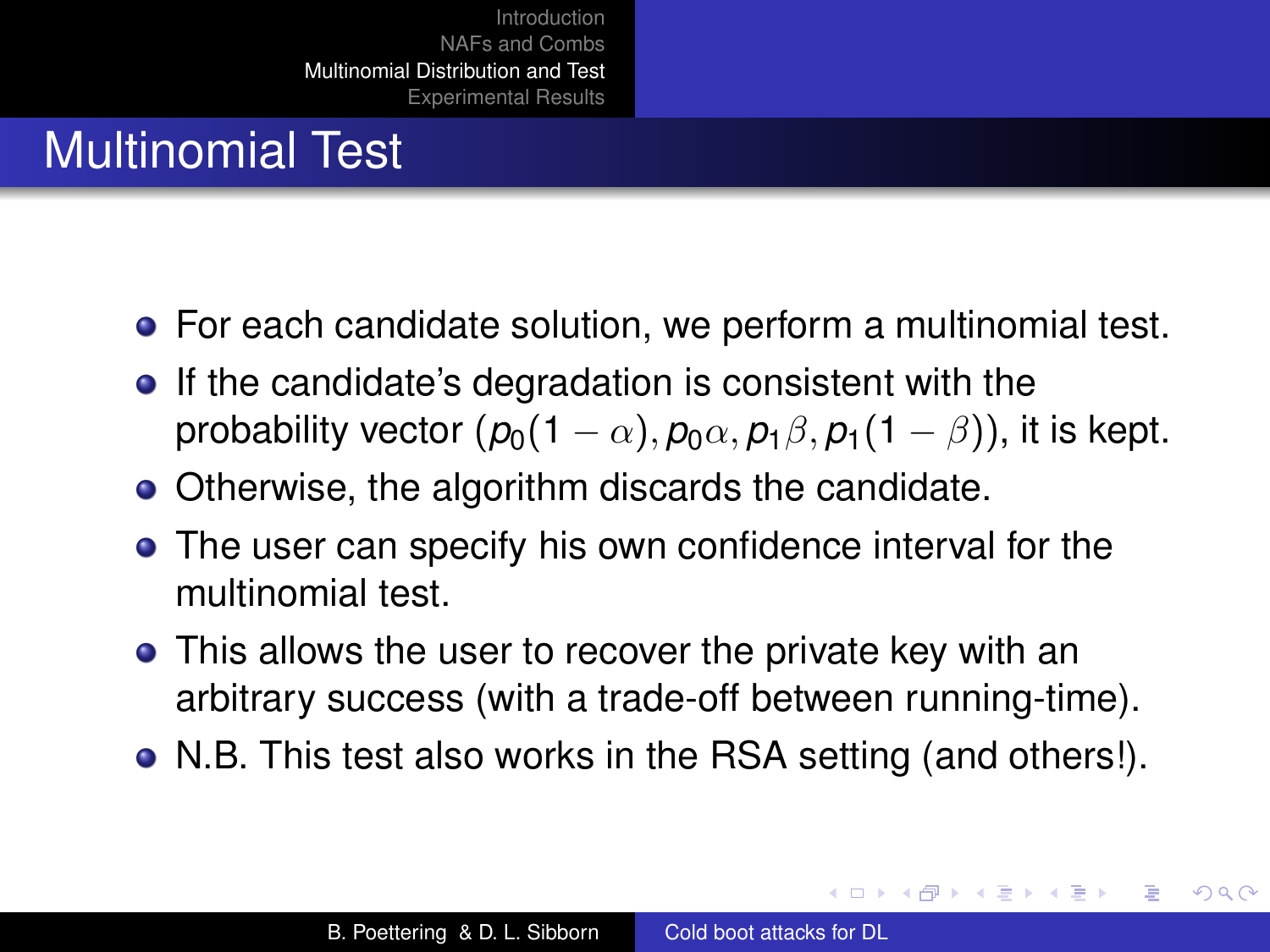## Multinomial Test

- For each candidate solution, we perform a multinomial test.
- If the candidate's degradation is consistent with the probability vector $(p_0(1-\alpha), p_0\alpha, p_1\beta, p_1(1-\beta))$, it is kept.
- Otherwise, the algorithm discards the candidate.
- The user can specify his own confidence interval for the multinomial test.
- This allows the user to recover the private key with an arbitrary success (with a trade-off between running-time).
- N.B. This test also works in the RSA setting (and others!).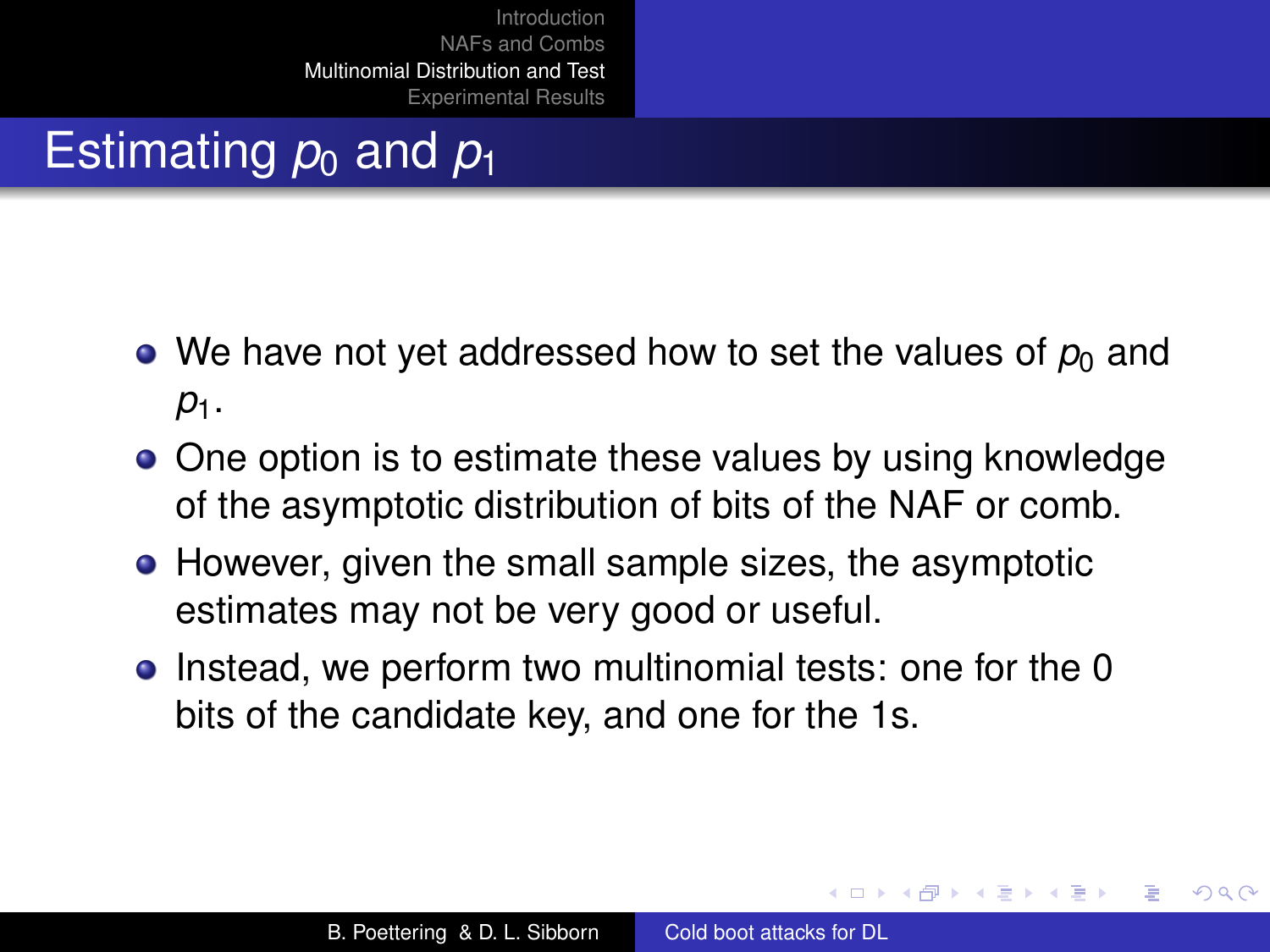# Estimating $p_0$ and $p_1$

- We have not yet addressed how to set the values of $p_0$ and $p_1$.
- One option is to estimate these values by using knowledge of the asymptotic distribution of bits of the NAF or comb.
- However, given the small sample sizes, the asymptotic estimates may not be very good or useful.
- Instead, we perform two multinomial tests: one for the 0 bits of the candidate key, and one for the 1s.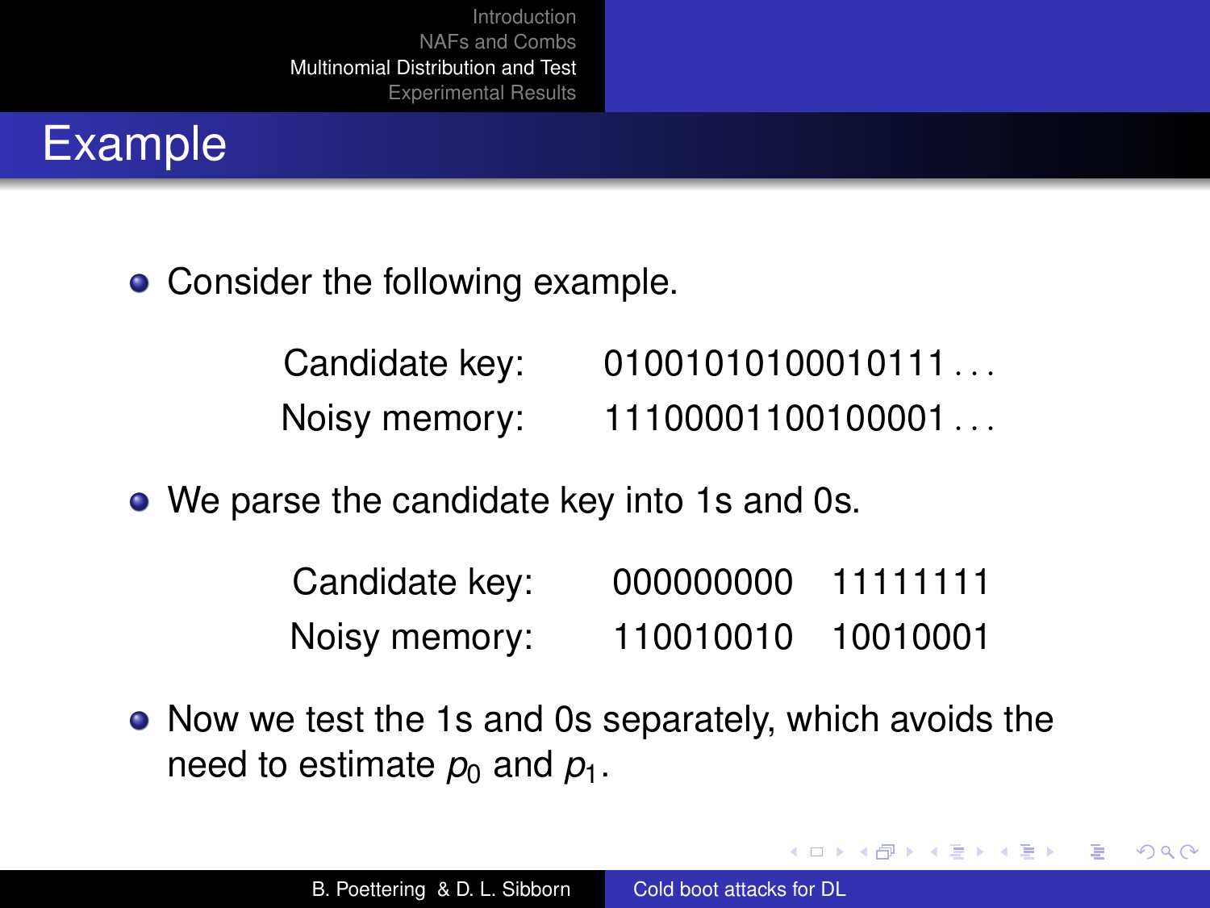# Example

- Consider the following example.

| | |
|---|---|
| Candidate key: | 01001010100010111 . . . |
| Noisy memory: | 11100001100100001 . . . |

- We parse the candidate key into 1s and 0s.

| | | |
|---|---|---|
| Candidate key: | 000000000 | 11111111 |
| Noisy memory: | 110010010 | 10010001 |

- Now we test the 1s and 0s separately, which avoids the need to estimate $p_0$ and $p_1$.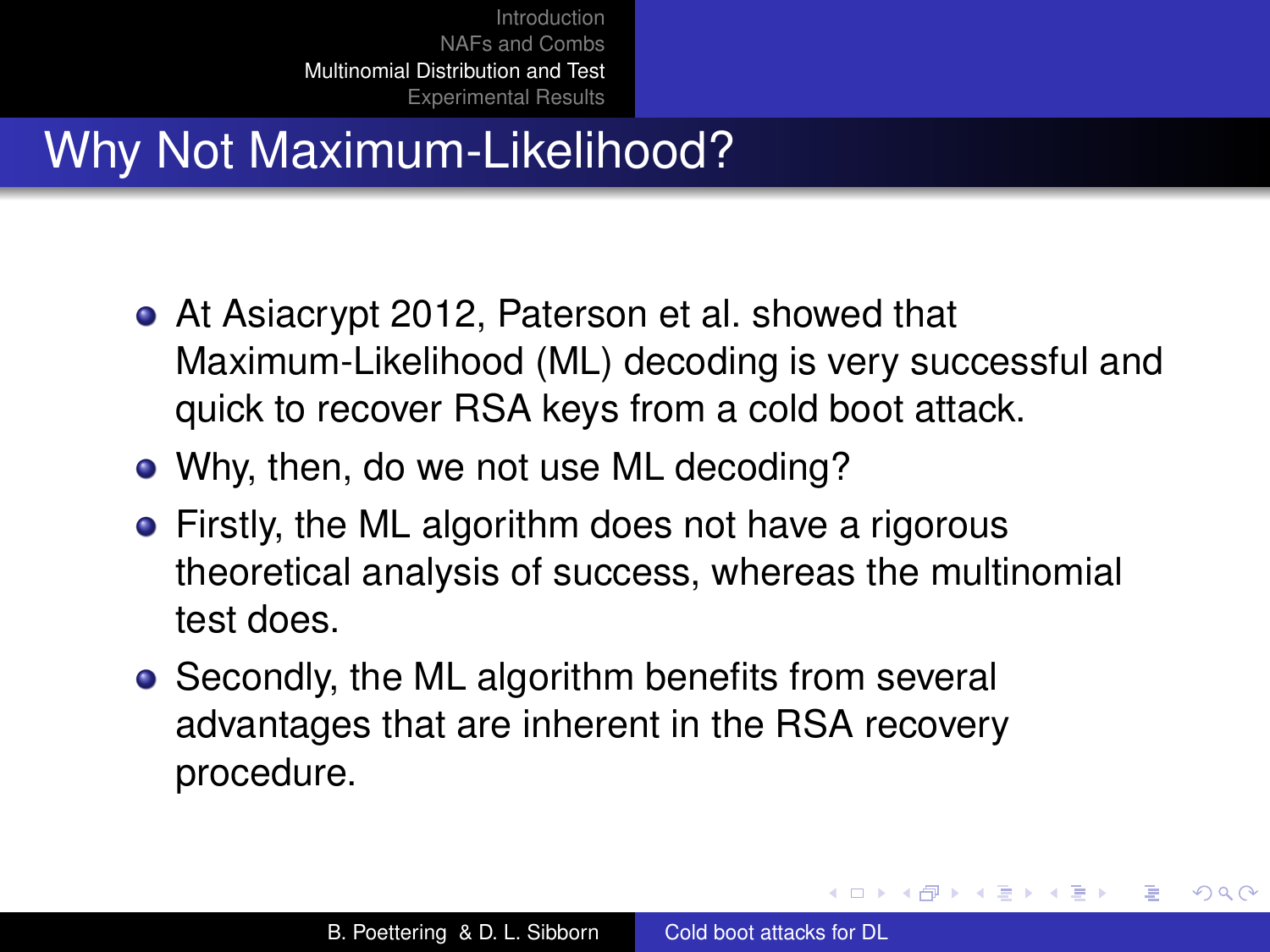# Why Not Maximum-Likelihood?

- At Asiacrypt 2012, Paterson et al. showed that Maximum-Likelihood (ML) decoding is very successful and quick to recover RSA keys from a cold boot attack.
- Why, then, do we not use ML decoding?
- Firstly, the ML algorithm does not have a rigorous theoretical analysis of success, whereas the multinomial test does.
- Secondly, the ML algorithm benefits from several advantages that are inherent in the RSA recovery procedure.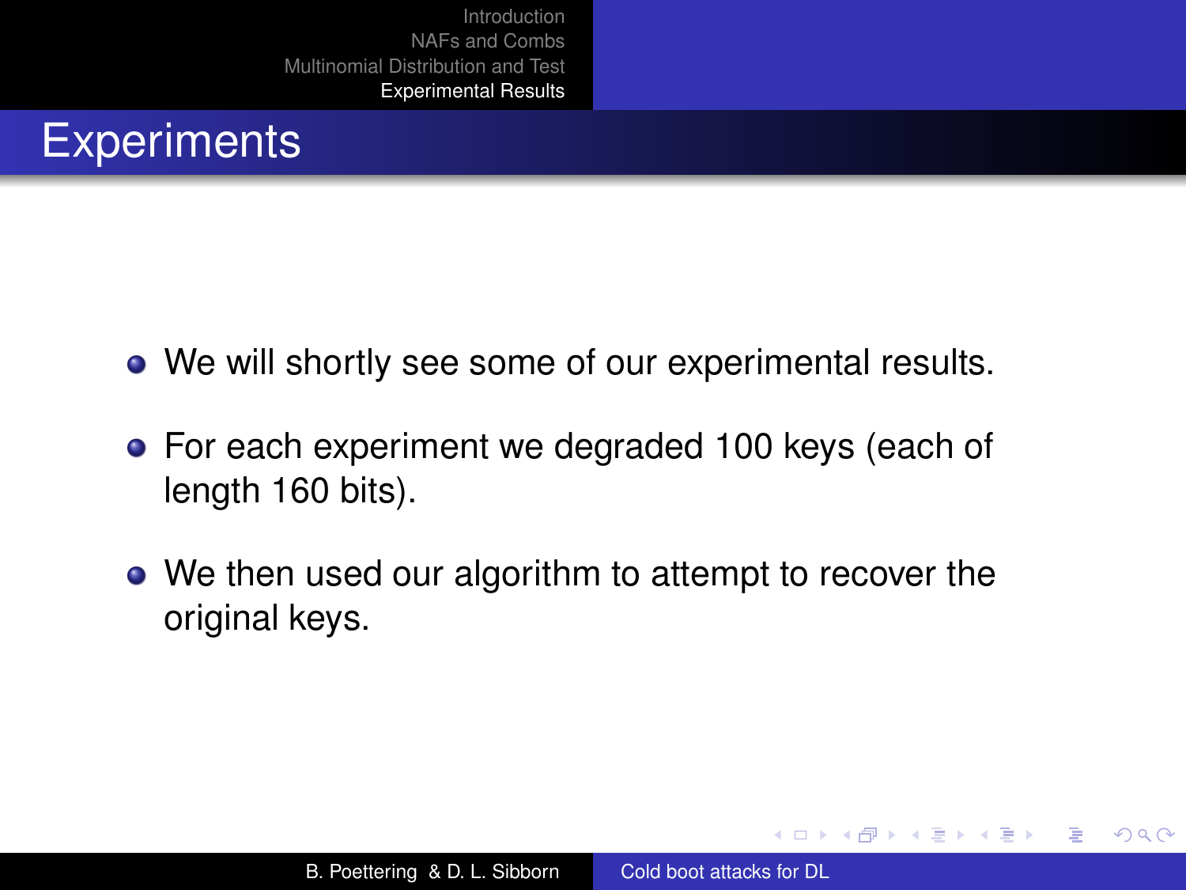# Experiments

- We will shortly see some of our experimental results.
- For each experiment we degraded 100 keys (each of length 160 bits).
- We then used our algorithm to attempt to recover the original keys.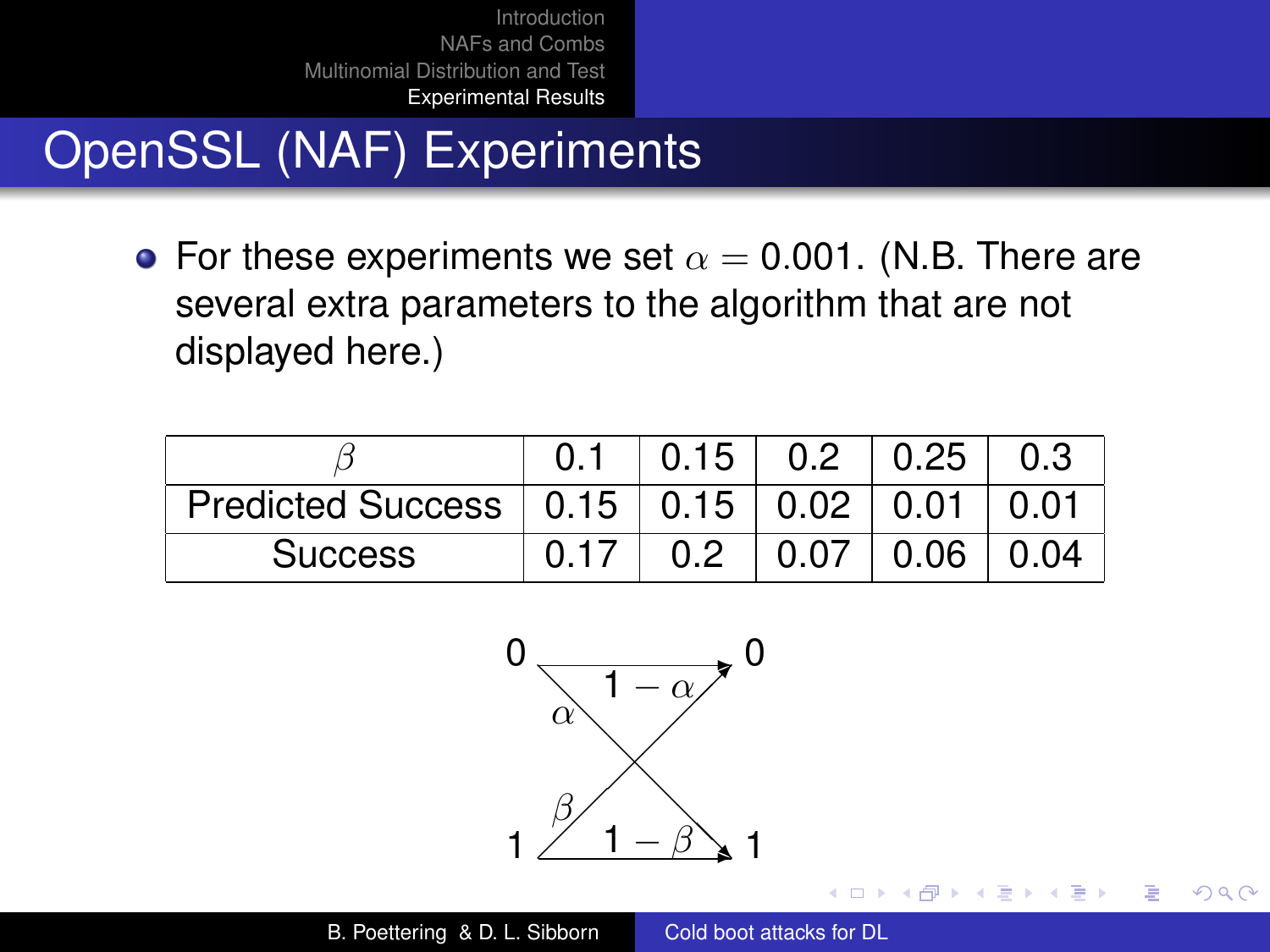# OpenSSL (NAF) Experiments

- For these experiments we set $\alpha = 0.001$. (N.B. There are several extra parameters to the algorithm that are not displayed here.)

| $\beta$ | 0.1 | 0.15 | 0.2 | 0.25 | 0.3 |
|---|---|---|---|---|---|
| Predicted Success | 0.15 | 0.15 | 0.02 | 0.01 | 0.01 |
| Success | 0.17 | 0.2 | 0.07 | 0.06 | 0.04 |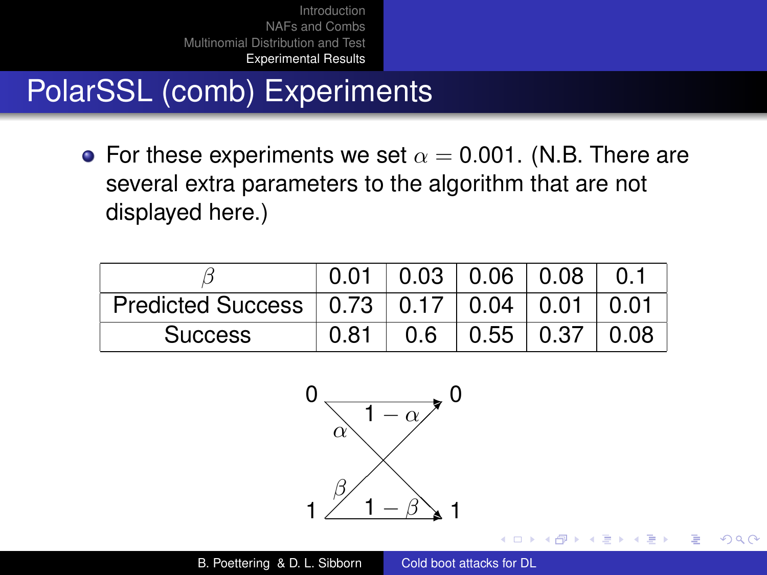# PolarSSL (comb) Experiments

- For these experiments we set $\alpha = 0.001$. (N.B. There are several extra parameters to the algorithm that are not displayed here.)

| $\beta$ | 0.01 | 0.03 | 0.06 | 0.08 | 0.1 |
|---|---|---|---|---|---|
| Predicted Success | 0.73 | 0.17 | 0.04 | 0.01 | 0.01 |
| Success | 0.81 | 0.6 | 0.55 | 0.37 | 0.08 |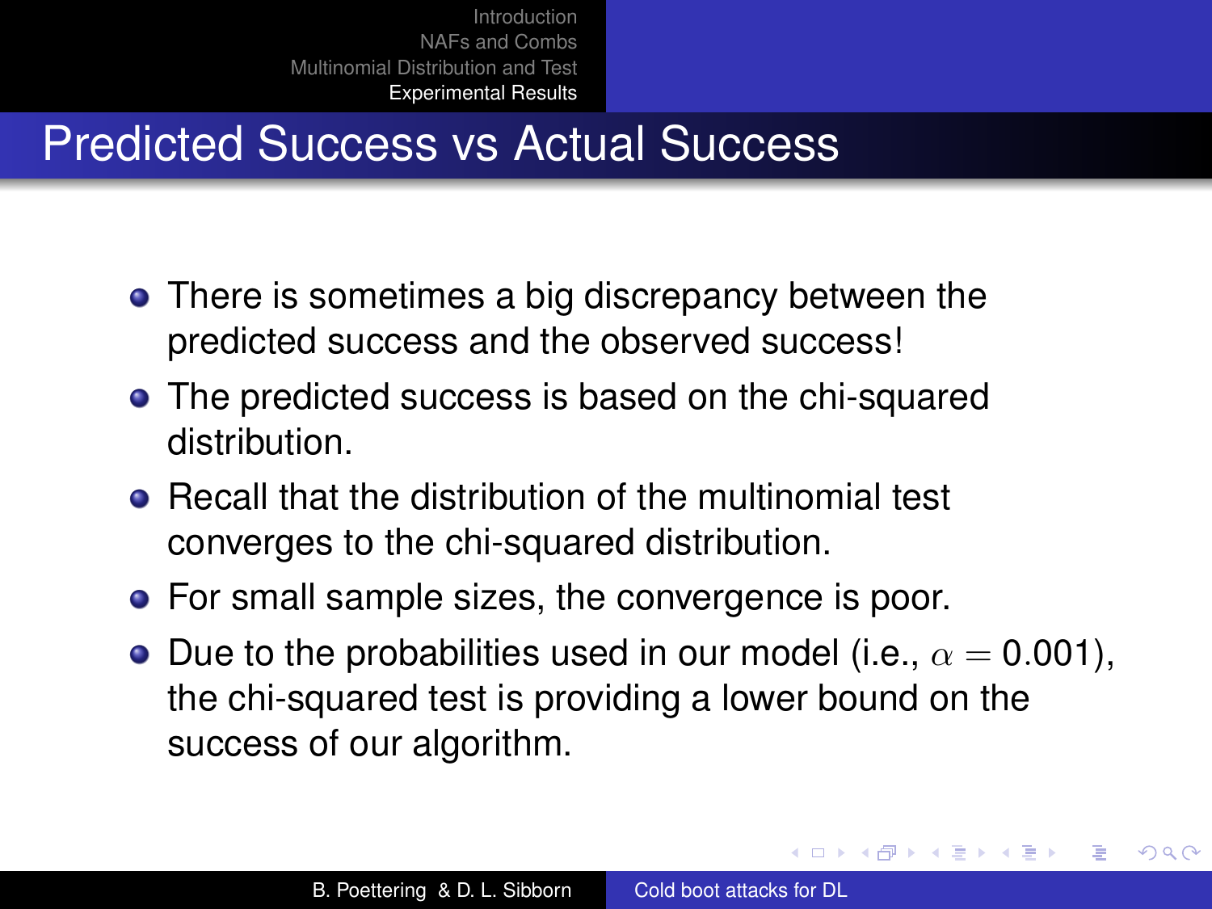## Predicted Success vs Actual Success

- There is sometimes a big discrepancy between the predicted success and the observed success!
- The predicted success is based on the chi-squared distribution.
- Recall that the distribution of the multinomial test converges to the chi-squared distribution.
- For small sample sizes, the convergence is poor.
- Due to the probabilities used in our model (i.e., $\alpha = 0.001$), the chi-squared test is providing a lower bound on the success of our algorithm.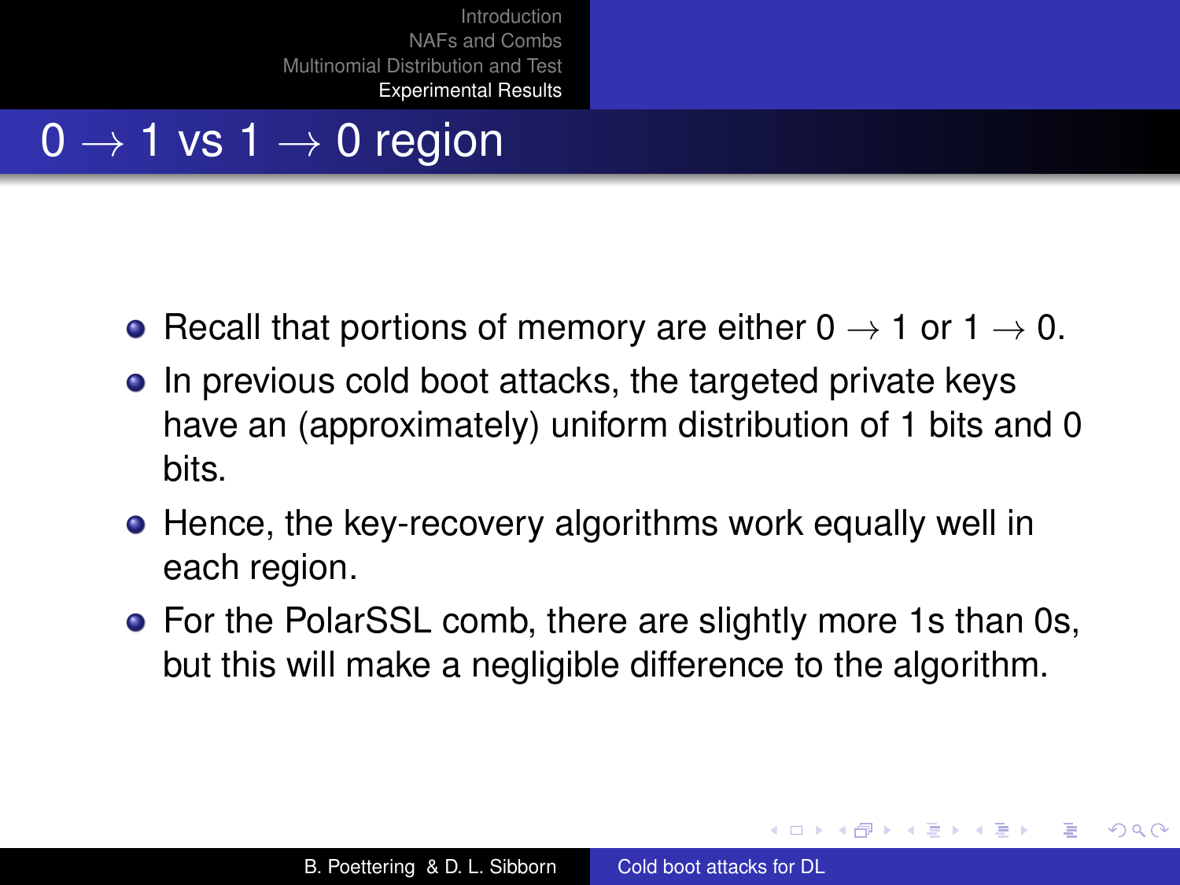# $0 \to 1$ vs $1 \to 0$ region

- Recall that portions of memory are either $0 \to 1$ or $1 \to 0$.
- In previous cold boot attacks, the targeted private keys have an (approximately) uniform distribution of 1 bits and 0 bits.
- Hence, the key-recovery algorithms work equally well in each region.
- For the PolarSSL comb, there are slightly more 1s than 0s, but this will make a negligible difference to the algorithm.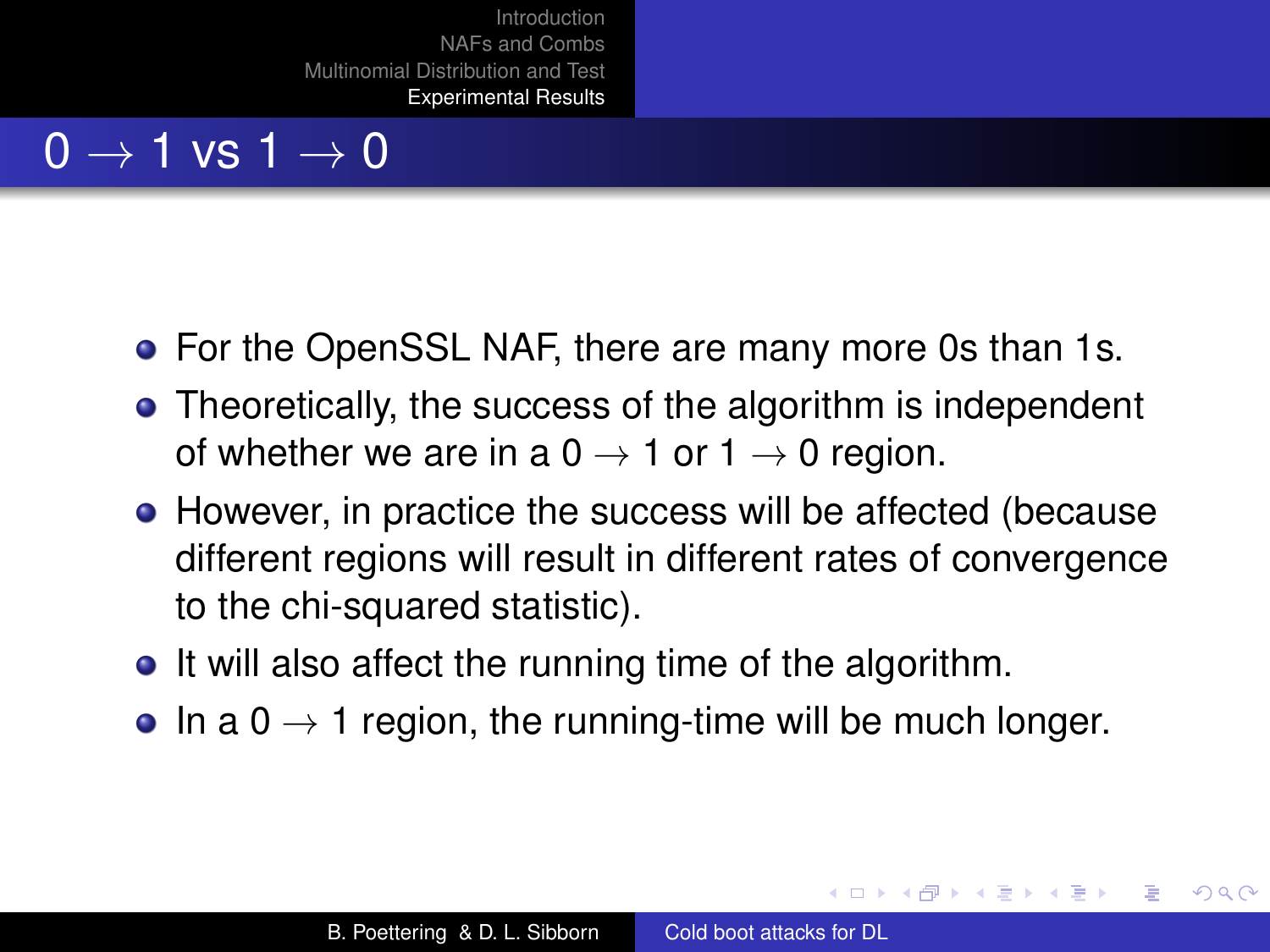# $0 \to 1$ vs $1 \to 0$

- For the OpenSSL NAF, there are many more 0s than 1s.
- Theoretically, the success of the algorithm is independent of whether we are in a $0 \to 1$ or $1 \to 0$ region.
- However, in practice the success will be affected (because different regions will result in different rates of convergence to the chi-squared statistic).
- It will also affect the running time of the algorithm.
- In a $0 \to 1$ region, the running-time will be much longer.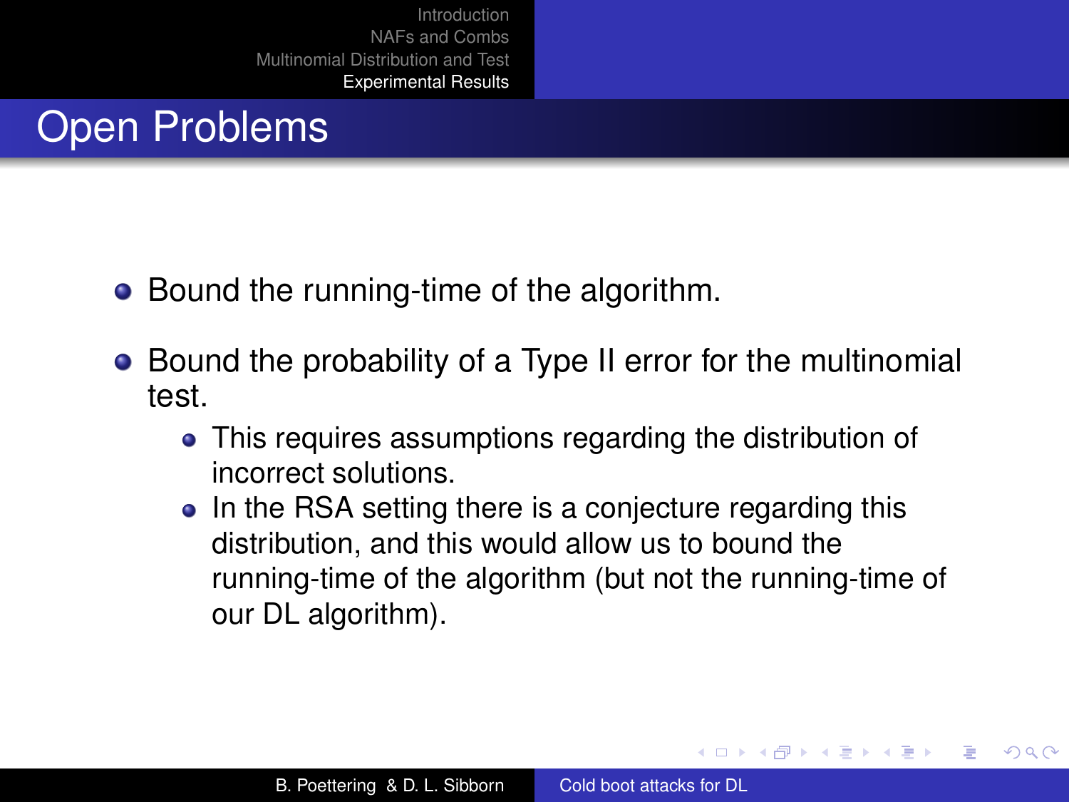# Open Problems

- Bound the running-time of the algorithm.
- Bound the probability of a Type II error for the multinomial test.
  - This requires assumptions regarding the distribution of incorrect solutions.
  - In the RSA setting there is a conjecture regarding this distribution, and this would allow us to bound the running-time of the algorithm (but not the running-time of our DL algorithm).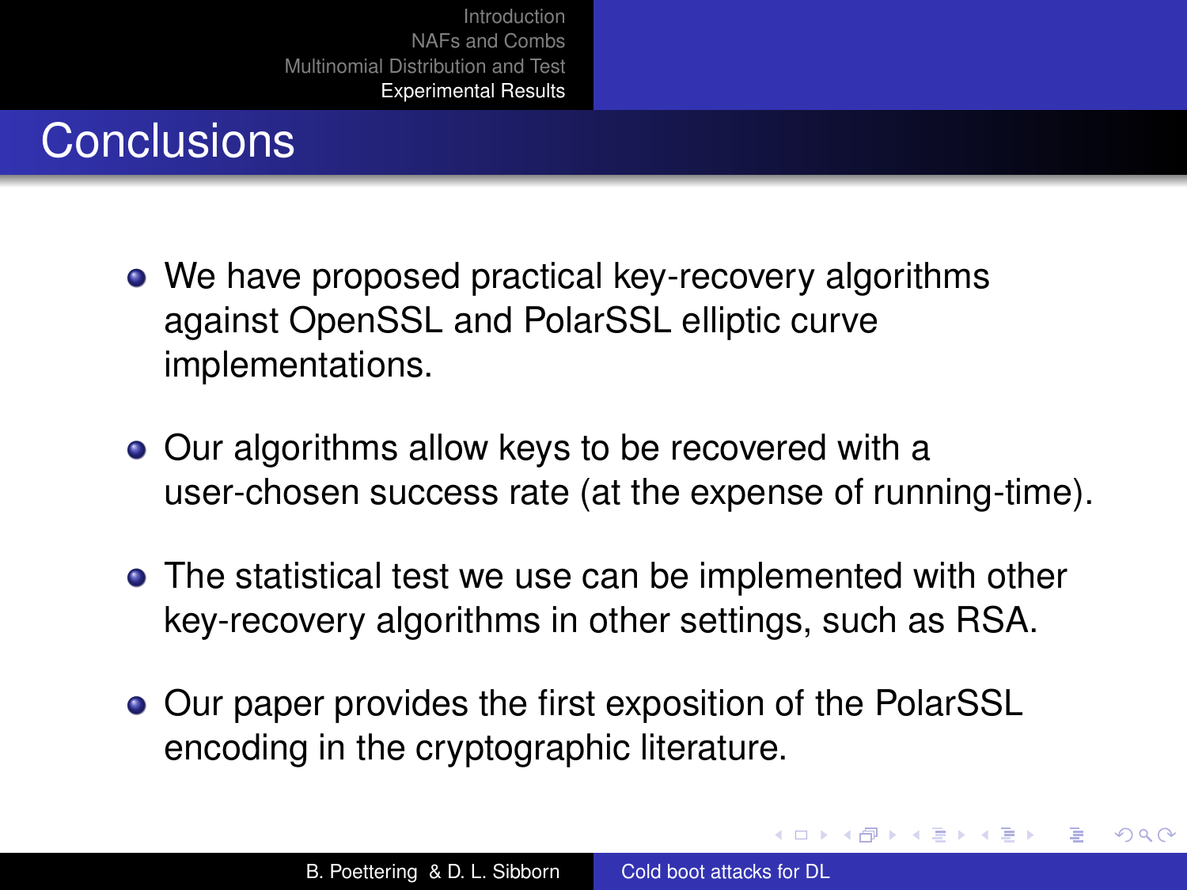# Conclusions

- We have proposed practical key-recovery algorithms against OpenSSL and PolarSSL elliptic curve implementations.
- Our algorithms allow keys to be recovered with a user-chosen success rate (at the expense of running-time).
- The statistical test we use can be implemented with other key-recovery algorithms in other settings, such as RSA.
- Our paper provides the first exposition of the PolarSSL encoding in the cryptographic literature.